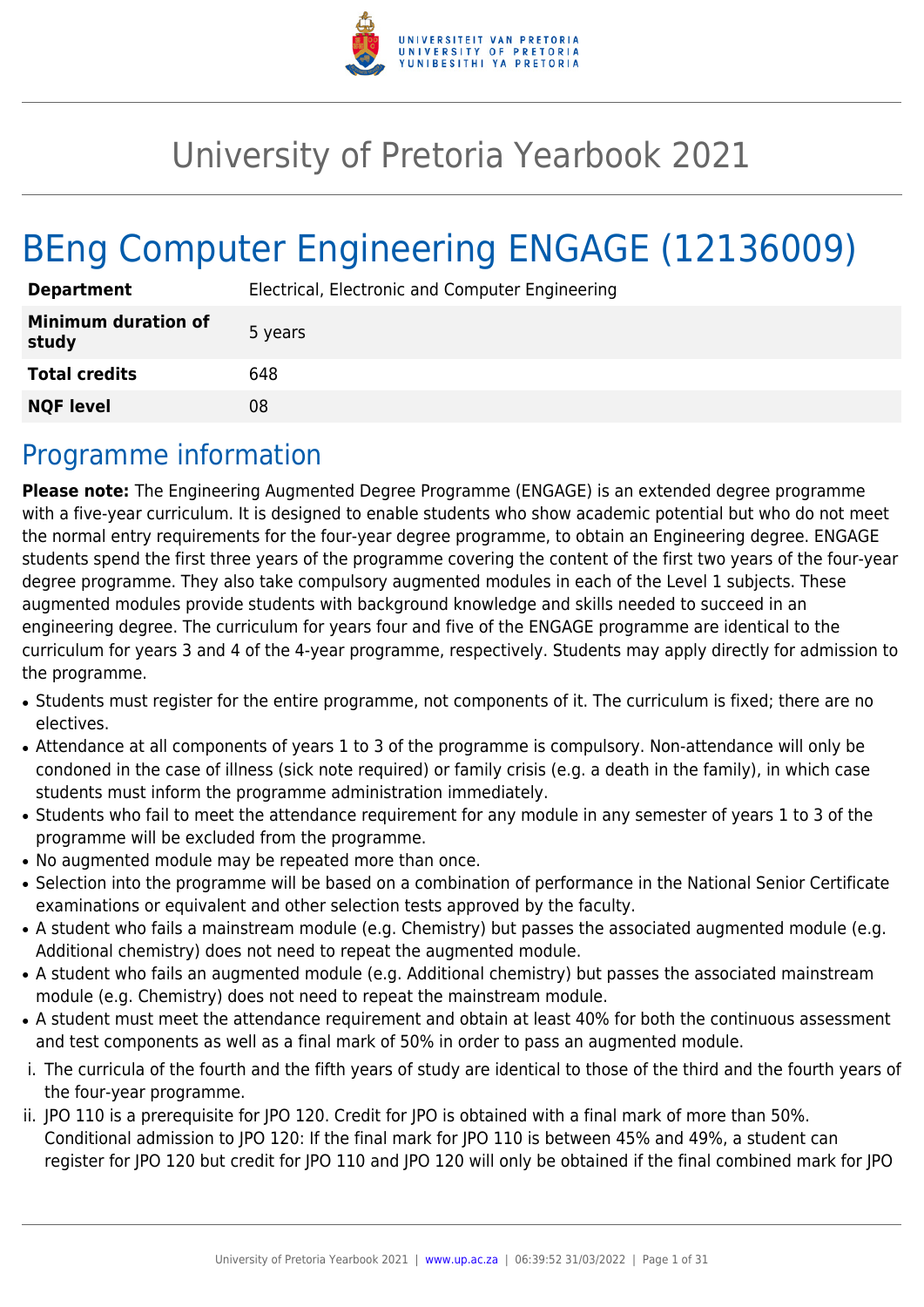# University of Pretoria Yearbook 2021

# BEng Computer Engineering ENGAGE (12136009)

| | |
|---|---|
| **Department** | Electrical, Electronic and Computer Engineering |
| **Minimum duration of study** | 5 years |
| **Total credits** | 648 |
| **NQF level** | 08 |

## Programme information

**Please note:** The Engineering Augmented Degree Programme (ENGAGE) is an extended degree programme with a five-year curriculum. It is designed to enable students who show academic potential but who do not meet the normal entry requirements for the four-year degree programme, to obtain an Engineering degree. ENGAGE students spend the first three years of the programme covering the content of the first two years of the four-year degree programme. They also take compulsory augmented modules in each of the Level 1 subjects. These augmented modules provide students with background knowledge and skills needed to succeed in an engineering degree. The curriculum for years four and five of the ENGAGE programme are identical to the curriculum for years 3 and 4 of the 4-year programme, respectively. Students may apply directly for admission to the programme.

- Students must register for the entire programme, not components of it. The curriculum is fixed; there are no electives.
- Attendance at all components of years 1 to 3 of the programme is compulsory. Non-attendance will only be condoned in the case of illness (sick note required) or family crisis (e.g. a death in the family), in which case students must inform the programme administration immediately.
- Students who fail to meet the attendance requirement for any module in any semester of years 1 to 3 of the programme will be excluded from the programme.
- No augmented module may be repeated more than once.
- Selection into the programme will be based on a combination of performance in the National Senior Certificate examinations or equivalent and other selection tests approved by the faculty.
- A student who fails a mainstream module (e.g. Chemistry) but passes the associated augmented module (e.g. Additional chemistry) does not need to repeat the augmented module.
- A student who fails an augmented module (e.g. Additional chemistry) but passes the associated mainstream module (e.g. Chemistry) does not need to repeat the mainstream module.
- A student must meet the attendance requirement and obtain at least 40% for both the continuous assessment and test components as well as a final mark of 50% in order to pass an augmented module.

i. The curricula of the fourth and the fifth years of study are identical to those of the third and the fourth years of the four-year programme.

ii. JPO 110 is a prerequisite for JPO 120. Credit for JPO is obtained with a final mark of more than 50%. Conditional admission to JPO 120: If the final mark for JPO 110 is between 45% and 49%, a student can register for JPO 120 but credit for JPO 110 and JPO 120 will only be obtained if the final combined mark for JPO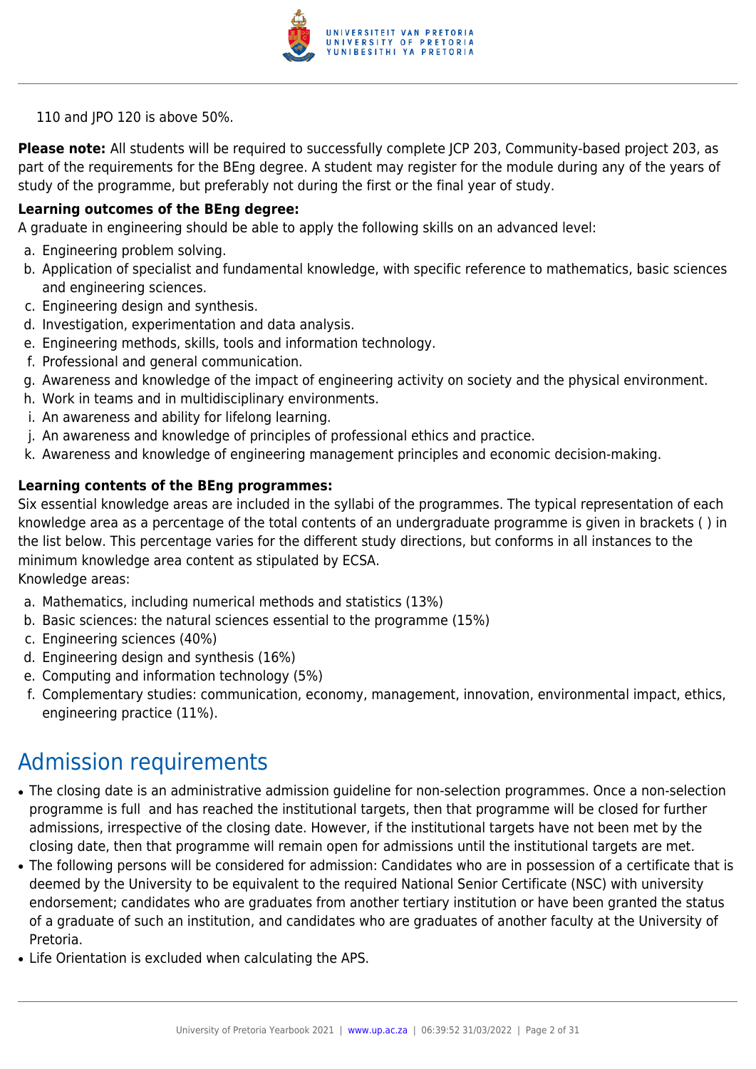110 and JPO 120 is above 50%.

**Please note:** All students will be required to successfully complete JCP 203, Community-based project 203, as part of the requirements for the BEng degree. A student may register for the module during any of the years of study of the programme, but preferably not during the first or the final year of study.

**Learning outcomes of the BEng degree:**
A graduate in engineering should be able to apply the following skills on an advanced level:

a. Engineering problem solving.
b. Application of specialist and fundamental knowledge, with specific reference to mathematics, basic sciences and engineering sciences.
c. Engineering design and synthesis.
d. Investigation, experimentation and data analysis.
e. Engineering methods, skills, tools and information technology.
f. Professional and general communication.
g. Awareness and knowledge of the impact of engineering activity on society and the physical environment.
h. Work in teams and in multidisciplinary environments.
i. An awareness and ability for lifelong learning.
j. An awareness and knowledge of principles of professional ethics and practice.
k. Awareness and knowledge of engineering management principles and economic decision-making.

**Learning contents of the BEng programmes:**
Six essential knowledge areas are included in the syllabi of the programmes. The typical representation of each knowledge area as a percentage of the total contents of an undergraduate programme is given in brackets ( ) in the list below. This percentage varies for the different study directions, but conforms in all instances to the minimum knowledge area content as stipulated by ECSA.
Knowledge areas:

a. Mathematics, including numerical methods and statistics (13%)
b. Basic sciences: the natural sciences essential to the programme (15%)
c. Engineering sciences (40%)
d. Engineering design and synthesis (16%)
e. Computing and information technology (5%)
f. Complementary studies: communication, economy, management, innovation, environmental impact, ethics, engineering practice (11%).

## Admission requirements

- The closing date is an administrative admission guideline for non-selection programmes. Once a non-selection programme is full and has reached the institutional targets, then that programme will be closed for further admissions, irrespective of the closing date. However, if the institutional targets have not been met by the closing date, then that programme will remain open for admissions until the institutional targets are met.
- The following persons will be considered for admission: Candidates who are in possession of a certificate that is deemed by the University to be equivalent to the required National Senior Certificate (NSC) with university endorsement; candidates who are graduates from another tertiary institution or have been granted the status of a graduate of such an institution, and candidates who are graduates of another faculty at the University of Pretoria.
- Life Orientation is excluded when calculating the APS.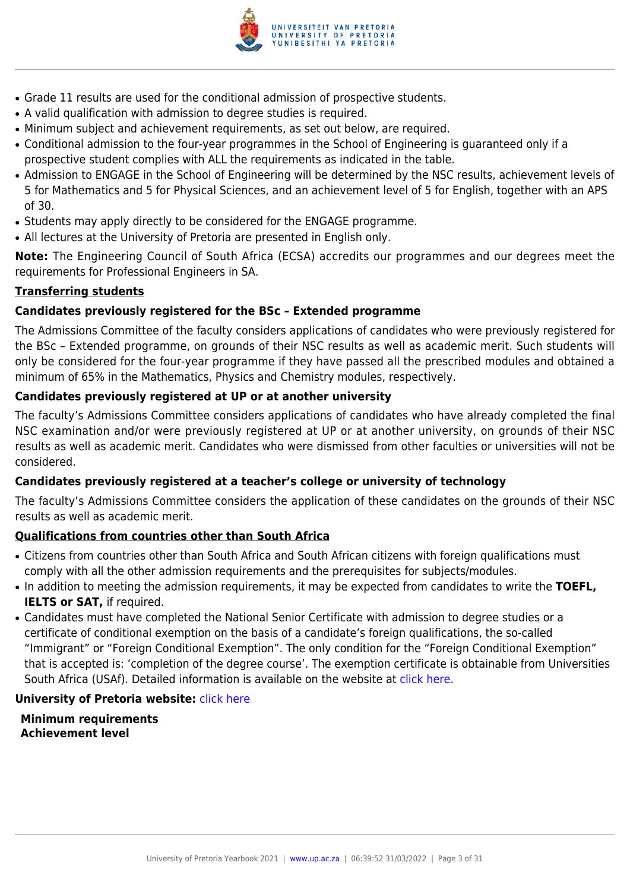- Grade 11 results are used for the conditional admission of prospective students.
- A valid qualification with admission to degree studies is required.
- Minimum subject and achievement requirements, as set out below, are required.
- Conditional admission to the four-year programmes in the School of Engineering is guaranteed only if a prospective student complies with ALL the requirements as indicated in the table.
- Admission to ENGAGE in the School of Engineering will be determined by the NSC results, achievement levels of 5 for Mathematics and 5 for Physical Sciences, and an achievement level of 5 for English, together with an APS of 30.
- Students may apply directly to be considered for the ENGAGE programme.
- All lectures at the University of Pretoria are presented in English only.

**Note:** The Engineering Council of South Africa (ECSA) accredits our programmes and our degrees meet the requirements for Professional Engineers in SA.

**Transferring students**

**Candidates previously registered for the BSc – Extended programme**

The Admissions Committee of the faculty considers applications of candidates who were previously registered for the BSc – Extended programme, on grounds of their NSC results as well as academic merit. Such students will only be considered for the four-year programme if they have passed all the prescribed modules and obtained a minimum of 65% in the Mathematics, Physics and Chemistry modules, respectively.

**Candidates previously registered at UP or at another university**

The faculty's Admissions Committee considers applications of candidates who have already completed the final NSC examination and/or were previously registered at UP or at another university, on grounds of their NSC results as well as academic merit. Candidates who were dismissed from other faculties or universities will not be considered.

**Candidates previously registered at a teacher's college or university of technology**

The faculty's Admissions Committee considers the application of these candidates on the grounds of their NSC results as well as academic merit.

**Qualifications from countries other than South Africa**

- Citizens from countries other than South Africa and South African citizens with foreign qualifications must comply with all the other admission requirements and the prerequisites for subjects/modules.
- In addition to meeting the admission requirements, it may be expected from candidates to write the **TOEFL, IELTS or SAT,** if required.
- Candidates must have completed the National Senior Certificate with admission to degree studies or a certificate of conditional exemption on the basis of a candidate's foreign qualifications, the so-called "Immigrant" or "Foreign Conditional Exemption". The only condition for the "Foreign Conditional Exemption" that is accepted is: 'completion of the degree course'. The exemption certificate is obtainable from Universities South Africa (USAf). Detailed information is available on the website at click here.

**University of Pretoria website:** click here

**Minimum requirements**
**Achievement level**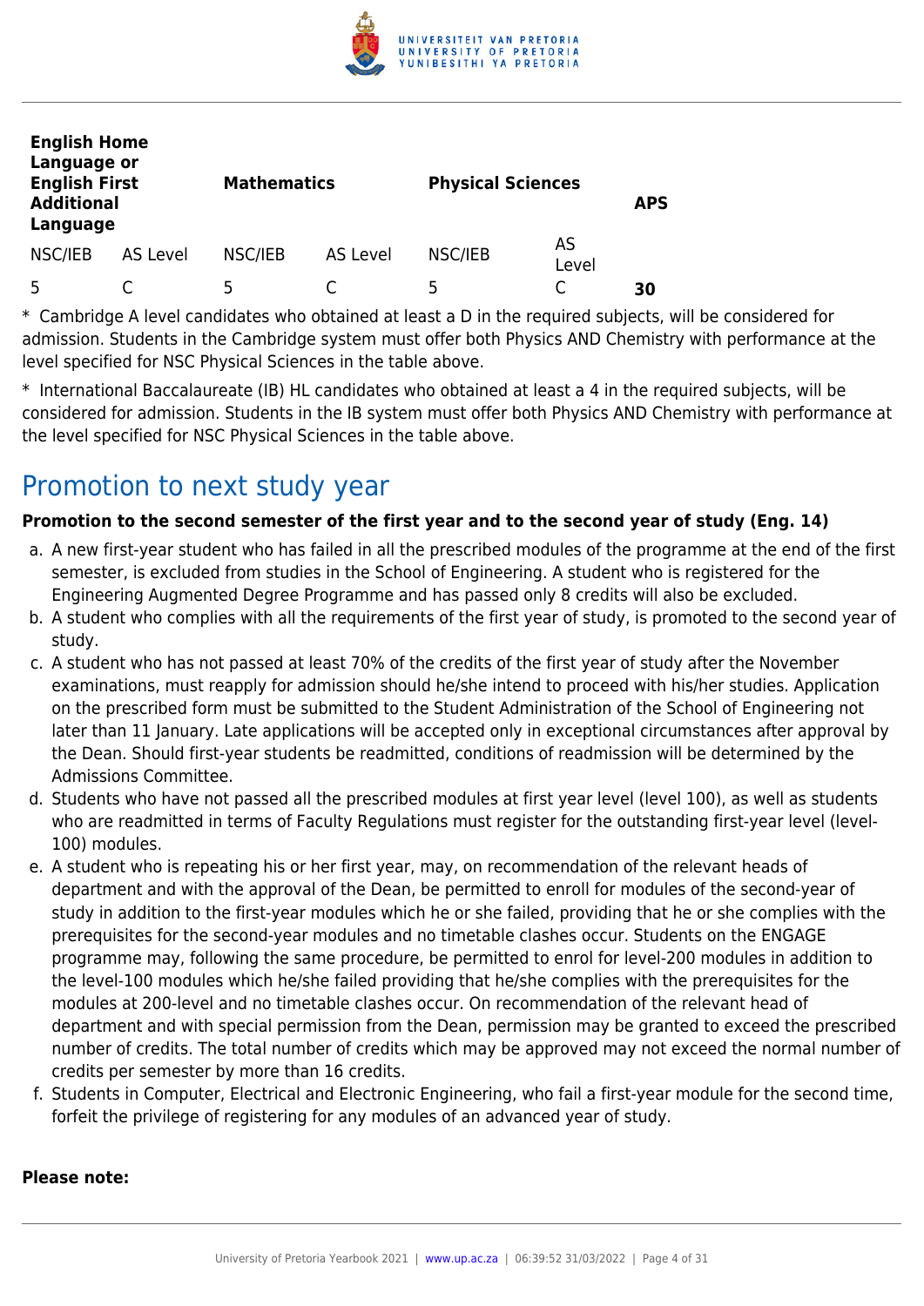| English Home Language or English First Additional Language | | Mathematics | | Physical Sciences | | APS |
|---|---|---|---|---|---|---|
| NSC/IEB | AS Level | NSC/IEB | AS Level | NSC/IEB | AS Level | |
| 5 | C | 5 | C | 5 | C | **30** |

* Cambridge A level candidates who obtained at least a D in the required subjects, will be considered for admission. Students in the Cambridge system must offer both Physics AND Chemistry with performance at the level specified for NSC Physical Sciences in the table above.

* International Baccalaureate (IB) HL candidates who obtained at least a 4 in the required subjects, will be considered for admission. Students in the IB system must offer both Physics AND Chemistry with performance at the level specified for NSC Physical Sciences in the table above.

## Promotion to next study year

**Promotion to the second semester of the first year and to the second year of study (Eng. 14)**

a. A new first-year student who has failed in all the prescribed modules of the programme at the end of the first semester, is excluded from studies in the School of Engineering. A student who is registered for the Engineering Augmented Degree Programme and has passed only 8 credits will also be excluded.
b. A student who complies with all the requirements of the first year of study, is promoted to the second year of study.
c. A student who has not passed at least 70% of the credits of the first year of study after the November examinations, must reapply for admission should he/she intend to proceed with his/her studies. Application on the prescribed form must be submitted to the Student Administration of the School of Engineering not later than 11 January. Late applications will be accepted only in exceptional circumstances after approval by the Dean. Should first-year students be readmitted, conditions of readmission will be determined by the Admissions Committee.
d. Students who have not passed all the prescribed modules at first year level (level 100), as well as students who are readmitted in terms of Faculty Regulations must register for the outstanding first-year level (level-100) modules.
e. A student who is repeating his or her first year, may, on recommendation of the relevant heads of department and with the approval of the Dean, be permitted to enroll for modules of the second-year of study in addition to the first-year modules which he or she failed, providing that he or she complies with the prerequisites for the second-year modules and no timetable clashes occur. Students on the ENGAGE programme may, following the same procedure, be permitted to enrol for level-200 modules in addition to the level-100 modules which he/she failed providing that he/she complies with the prerequisites for the modules at 200-level and no timetable clashes occur. On recommendation of the relevant head of department and with special permission from the Dean, permission may be granted to exceed the prescribed number of credits. The total number of credits which may be approved may not exceed the normal number of credits per semester by more than 16 credits.
f. Students in Computer, Electrical and Electronic Engineering, who fail a first-year module for the second time, forfeit the privilege of registering for any modules of an advanced year of study.

**Please note:**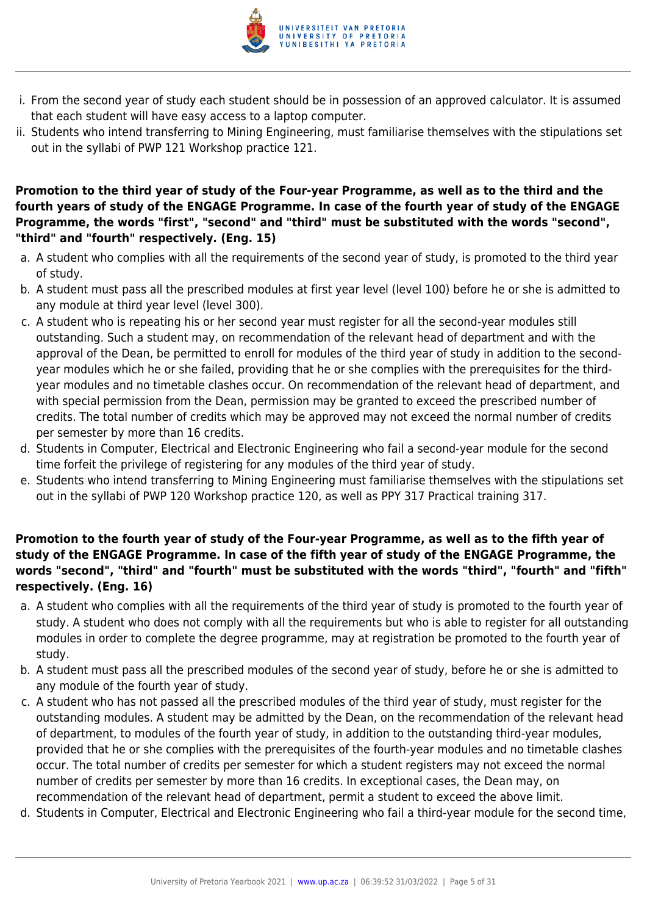i. From the second year of study each student should be in possession of an approved calculator. It is assumed that each student will have easy access to a laptop computer.
ii. Students who intend transferring to Mining Engineering, must familiarise themselves with the stipulations set out in the syllabi of PWP 121 Workshop practice 121.

**Promotion to the third year of study of the Four-year Programme, as well as to the third and the fourth years of study of the ENGAGE Programme. In case of the fourth year of study of the ENGAGE Programme, the words "first", "second" and "third" must be substituted with the words "second", "third" and "fourth" respectively. (Eng. 15)**

a. A student who complies with all the requirements of the second year of study, is promoted to the third year of study.
b. A student must pass all the prescribed modules at first year level (level 100) before he or she is admitted to any module at third year level (level 300).
c. A student who is repeating his or her second year must register for all the second-year modules still outstanding. Such a student may, on recommendation of the relevant head of department and with the approval of the Dean, be permitted to enroll for modules of the third year of study in addition to the second-year modules which he or she failed, providing that he or she complies with the prerequisites for the third-year modules and no timetable clashes occur. On recommendation of the relevant head of department, and with special permission from the Dean, permission may be granted to exceed the prescribed number of credits. The total number of credits which may be approved may not exceed the normal number of credits per semester by more than 16 credits.
d. Students in Computer, Electrical and Electronic Engineering who fail a second-year module for the second time forfeit the privilege of registering for any modules of the third year of study.
e. Students who intend transferring to Mining Engineering must familiarise themselves with the stipulations set out in the syllabi of PWP 120 Workshop practice 120, as well as PPY 317 Practical training 317.

**Promotion to the fourth year of study of the Four-year Programme, as well as to the fifth year of study of the ENGAGE Programme. In case of the fifth year of study of the ENGAGE Programme, the words "second", "third" and "fourth" must be substituted with the words "third", "fourth" and "fifth" respectively. (Eng. 16)**

a. A student who complies with all the requirements of the third year of study is promoted to the fourth year of study. A student who does not comply with all the requirements but who is able to register for all outstanding modules in order to complete the degree programme, may at registration be promoted to the fourth year of study.
b. A student must pass all the prescribed modules of the second year of study, before he or she is admitted to any module of the fourth year of study.
c. A student who has not passed all the prescribed modules of the third year of study, must register for the outstanding modules. A student may be admitted by the Dean, on the recommendation of the relevant head of department, to modules of the fourth year of study, in addition to the outstanding third-year modules, provided that he or she complies with the prerequisites of the fourth-year modules and no timetable clashes occur. The total number of credits per semester for which a student registers may not exceed the normal number of credits per semester by more than 16 credits. In exceptional cases, the Dean may, on recommendation of the relevant head of department, permit a student to exceed the above limit.
d. Students in Computer, Electrical and Electronic Engineering who fail a third-year module for the second time,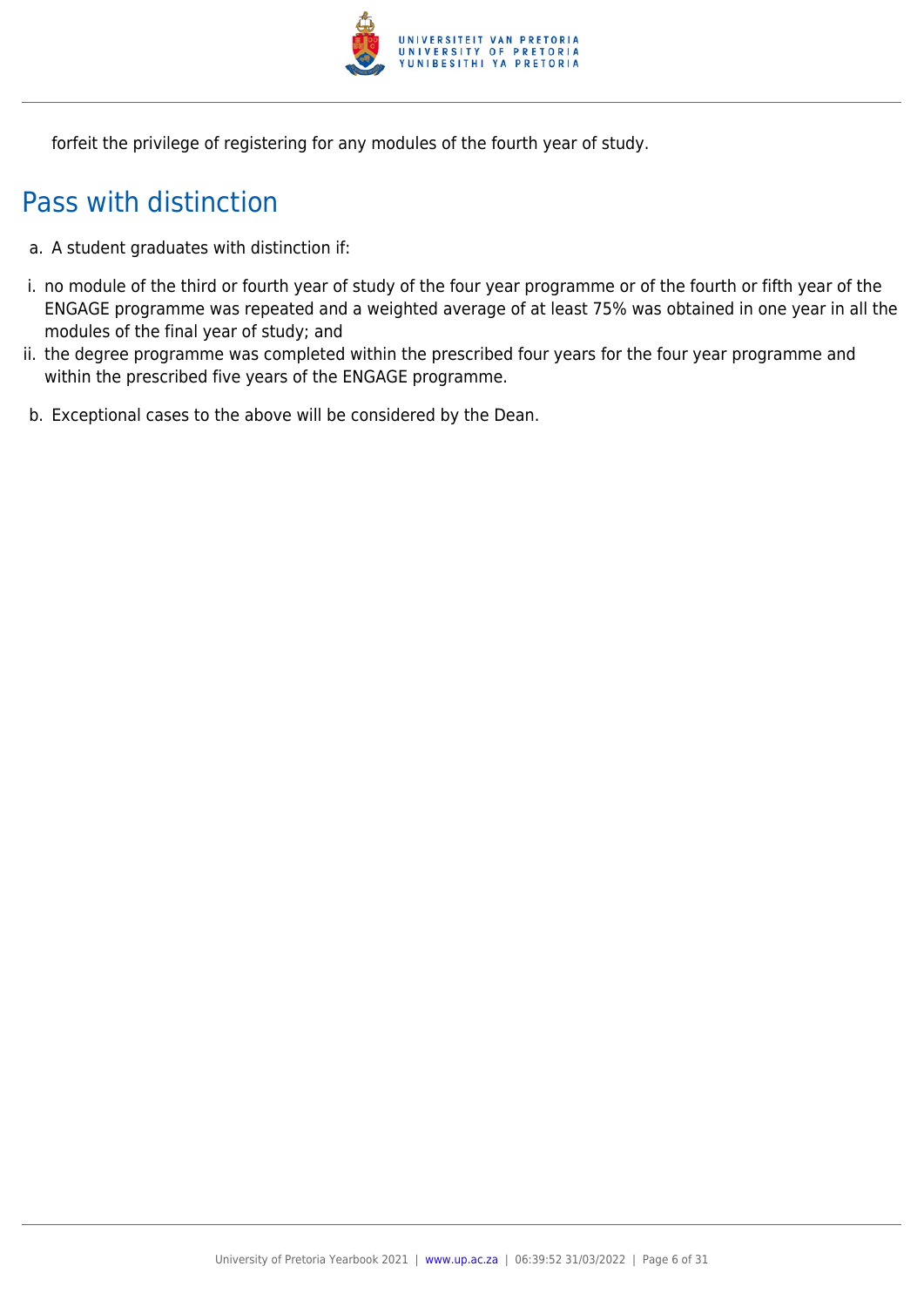forfeit the privilege of registering for any modules of the fourth year of study.

## Pass with distinction

a. A student graduates with distinction if:

i. no module of the third or fourth year of study of the four year programme or of the fourth or fifth year of the ENGAGE programme was repeated and a weighted average of at least 75% was obtained in one year in all the modules of the final year of study; and

ii. the degree programme was completed within the prescribed four years for the four year programme and within the prescribed five years of the ENGAGE programme.

b. Exceptional cases to the above will be considered by the Dean.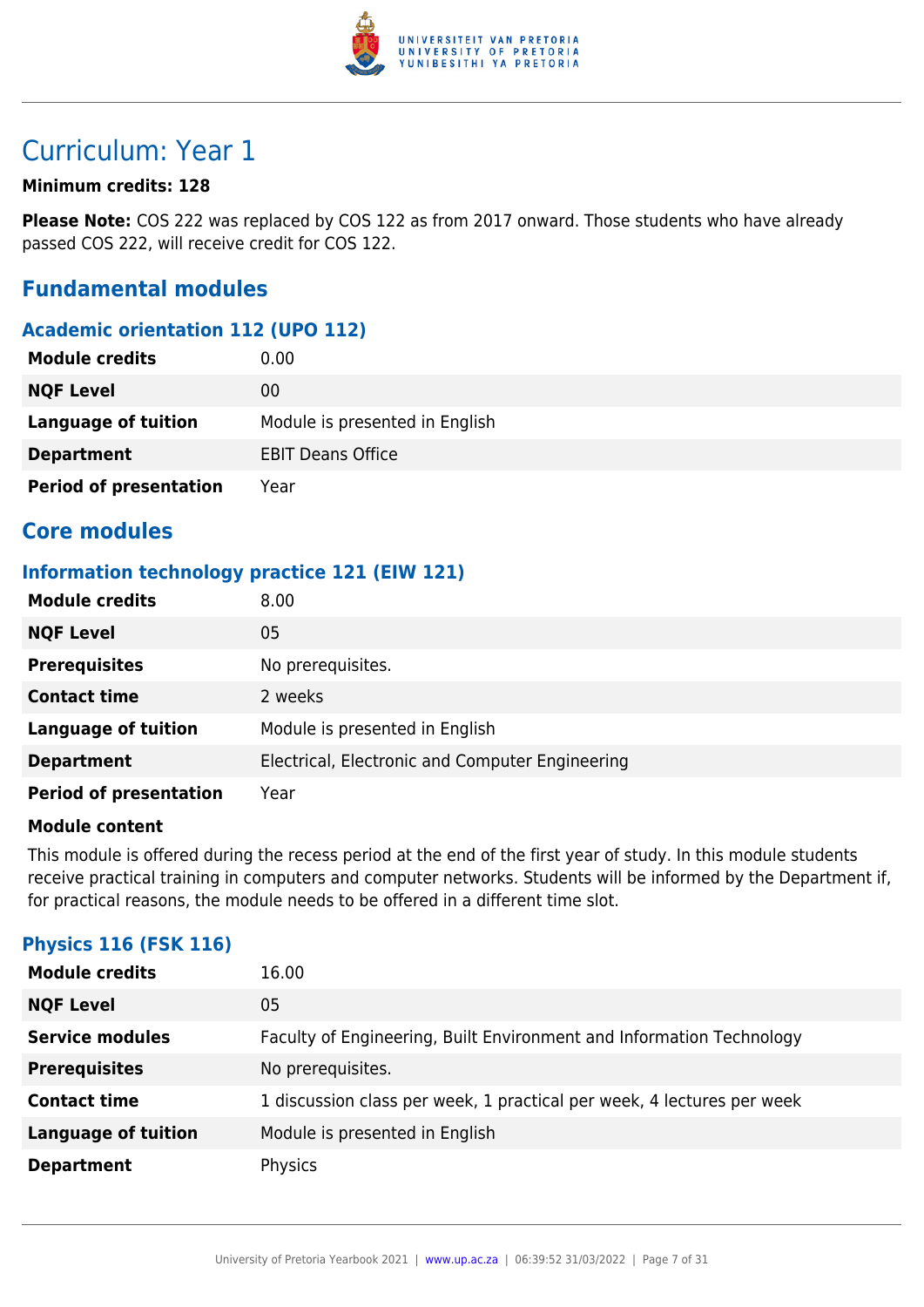# Curriculum: Year 1

**Minimum credits: 128**

**Please Note:** COS 222 was replaced by COS 122 as from 2017 onward. Those students who have already passed COS 222, will receive credit for COS 122.

## Fundamental modules

### Academic orientation 112 (UPO 112)

| | |
|---|---|
| **Module credits** | 0.00 |
| **NQF Level** | 00 |
| **Language of tuition** | Module is presented in English |
| **Department** | EBIT Deans Office |
| **Period of presentation** | Year |

## Core modules

### Information technology practice 121 (EIW 121)

| | |
|---|---|
| **Module credits** | 8.00 |
| **NQF Level** | 05 |
| **Prerequisites** | No prerequisites. |
| **Contact time** | 2 weeks |
| **Language of tuition** | Module is presented in English |
| **Department** | Electrical, Electronic and Computer Engineering |
| **Period of presentation** | Year |

**Module content**

This module is offered during the recess period at the end of the first year of study. In this module students receive practical training in computers and computer networks. Students will be informed by the Department if, for practical reasons, the module needs to be offered in a different time slot.

### Physics 116 (FSK 116)

| | |
|---|---|
| **Module credits** | 16.00 |
| **NQF Level** | 05 |
| **Service modules** | Faculty of Engineering, Built Environment and Information Technology |
| **Prerequisites** | No prerequisites. |
| **Contact time** | 1 discussion class per week, 1 practical per week, 4 lectures per week |
| **Language of tuition** | Module is presented in English |
| **Department** | Physics |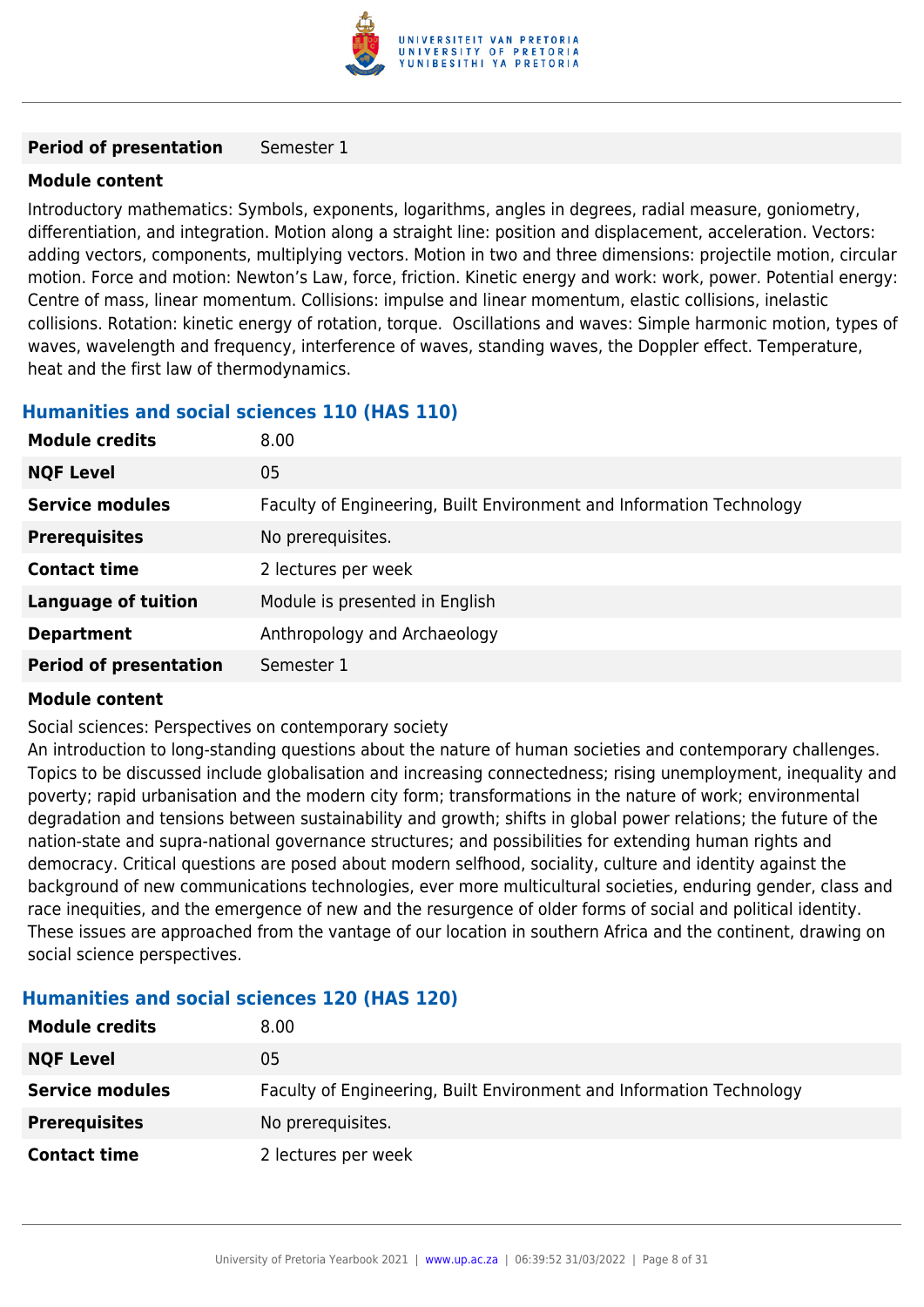| | |
|---|---|
| **Period of presentation** | Semester 1 |

**Module content**

Introductory mathematics: Symbols, exponents, logarithms, angles in degrees, radial measure, goniometry, differentiation, and integration. Motion along a straight line: position and displacement, acceleration. Vectors: adding vectors, components, multiplying vectors. Motion in two and three dimensions: projectile motion, circular motion. Force and motion: Newton's Law, force, friction. Kinetic energy and work: work, power. Potential energy: Centre of mass, linear momentum. Collisions: impulse and linear momentum, elastic collisions, inelastic collisions. Rotation: kinetic energy of rotation, torque. Oscillations and waves: Simple harmonic motion, types of waves, wavelength and frequency, interference of waves, standing waves, the Doppler effect. Temperature, heat and the first law of thermodynamics.

### Humanities and social sciences 110 (HAS 110)

| | |
|---|---|
| **Module credits** | 8.00 |
| **NQF Level** | 05 |
| **Service modules** | Faculty of Engineering, Built Environment and Information Technology |
| **Prerequisites** | No prerequisites. |
| **Contact time** | 2 lectures per week |
| **Language of tuition** | Module is presented in English |
| **Department** | Anthropology and Archaeology |
| **Period of presentation** | Semester 1 |

**Module content**

Social sciences: Perspectives on contemporary society

An introduction to long-standing questions about the nature of human societies and contemporary challenges. Topics to be discussed include globalisation and increasing connectedness; rising unemployment, inequality and poverty; rapid urbanisation and the modern city form; transformations in the nature of work; environmental degradation and tensions between sustainability and growth; shifts in global power relations; the future of the nation-state and supra-national governance structures; and possibilities for extending human rights and democracy. Critical questions are posed about modern selfhood, sociality, culture and identity against the background of new communications technologies, ever more multicultural societies, enduring gender, class and race inequities, and the emergence of new and the resurgence of older forms of social and political identity. These issues are approached from the vantage of our location in southern Africa and the continent, drawing on social science perspectives.

### Humanities and social sciences 120 (HAS 120)

| | |
|---|---|
| **Module credits** | 8.00 |
| **NQF Level** | 05 |
| **Service modules** | Faculty of Engineering, Built Environment and Information Technology |
| **Prerequisites** | No prerequisites. |
| **Contact time** | 2 lectures per week |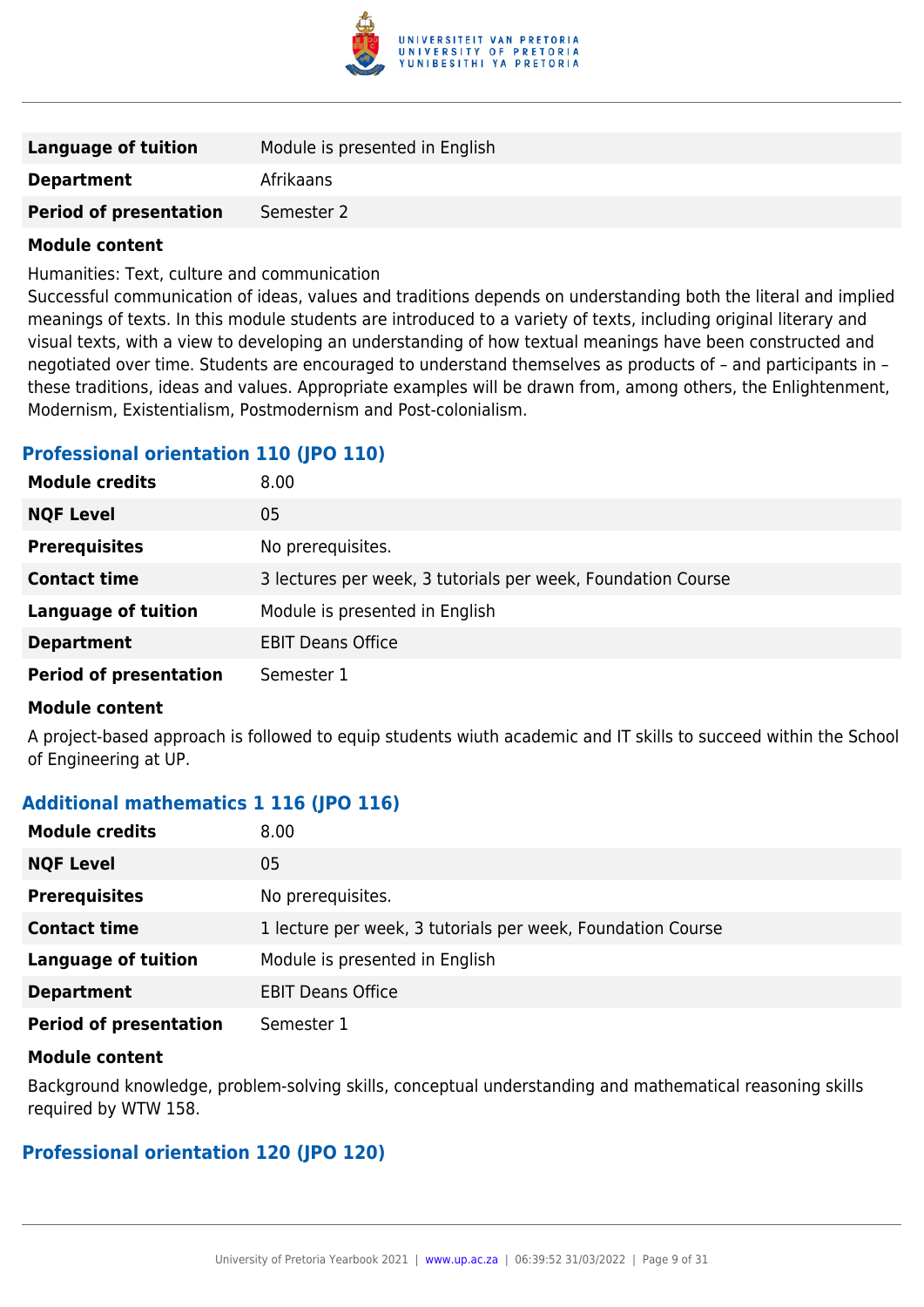| | |
|---|---|
| **Language of tuition** | Module is presented in English |
| **Department** | Afrikaans |
| **Period of presentation** | Semester 2 |

**Module content**

Humanities: Text, culture and communication
Successful communication of ideas, values and traditions depends on understanding both the literal and implied meanings of texts. In this module students are introduced to a variety of texts, including original literary and visual texts, with a view to developing an understanding of how textual meanings have been constructed and negotiated over time. Students are encouraged to understand themselves as products of – and participants in – these traditions, ideas and values. Appropriate examples will be drawn from, among others, the Enlightenment, Modernism, Existentialism, Postmodernism and Post-colonialism.

### Professional orientation 110 (JPO 110)

| | |
|---|---|
| **Module credits** | 8.00 |
| **NQF Level** | 05 |
| **Prerequisites** | No prerequisites. |
| **Contact time** | 3 lectures per week, 3 tutorials per week, Foundation Course |
| **Language of tuition** | Module is presented in English |
| **Department** | EBIT Deans Office |
| **Period of presentation** | Semester 1 |

**Module content**

A project-based approach is followed to equip students wiuth academic and IT skills to succeed within the School of Engineering at UP.

### Additional mathematics 1 116 (JPO 116)

| | |
|---|---|
| **Module credits** | 8.00 |
| **NQF Level** | 05 |
| **Prerequisites** | No prerequisites. |
| **Contact time** | 1 lecture per week, 3 tutorials per week, Foundation Course |
| **Language of tuition** | Module is presented in English |
| **Department** | EBIT Deans Office |
| **Period of presentation** | Semester 1 |

**Module content**

Background knowledge, problem-solving skills, conceptual understanding and mathematical reasoning skills required by WTW 158.

### Professional orientation 120 (JPO 120)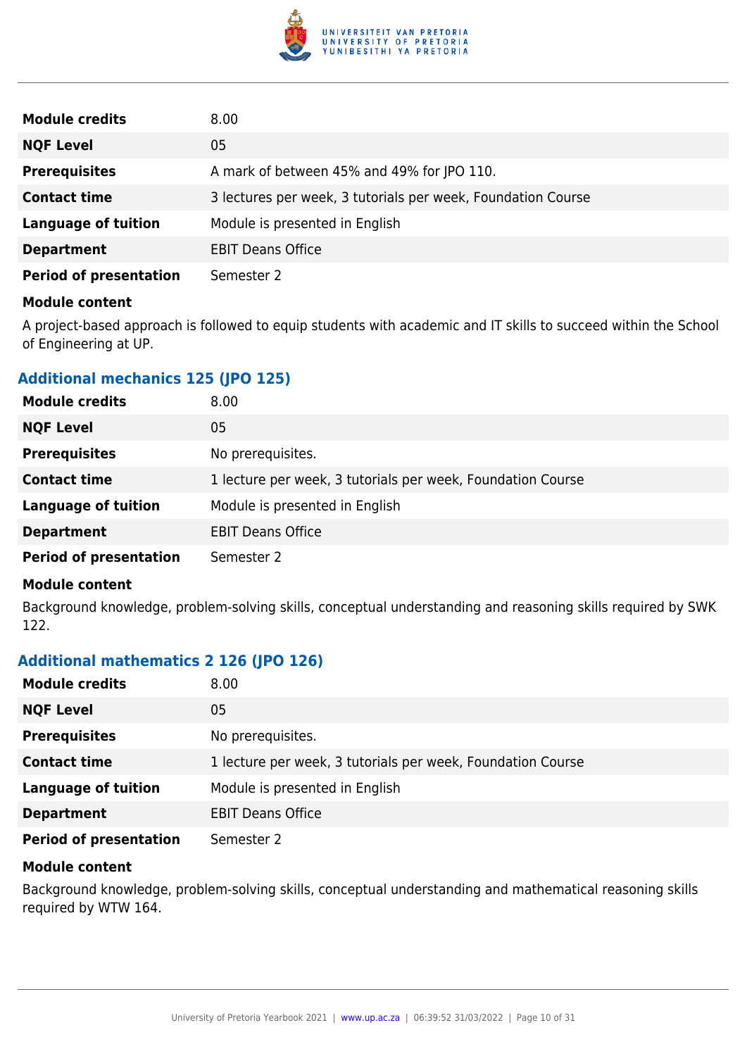| | |
|---|---|
| **Module credits** | 8.00 |
| **NQF Level** | 05 |
| **Prerequisites** | A mark of between 45% and 49% for JPO 110. |
| **Contact time** | 3 lectures per week, 3 tutorials per week, Foundation Course |
| **Language of tuition** | Module is presented in English |
| **Department** | EBIT Deans Office |
| **Period of presentation** | Semester 2 |

**Module content**

A project-based approach is followed to equip students with academic and IT skills to succeed within the School of Engineering at UP.

### Additional mechanics 125 (JPO 125)

| | |
|---|---|
| **Module credits** | 8.00 |
| **NQF Level** | 05 |
| **Prerequisites** | No prerequisites. |
| **Contact time** | 1 lecture per week, 3 tutorials per week, Foundation Course |
| **Language of tuition** | Module is presented in English |
| **Department** | EBIT Deans Office |
| **Period of presentation** | Semester 2 |

**Module content**

Background knowledge, problem-solving skills, conceptual understanding and reasoning skills required by SWK 122.

### Additional mathematics 2 126 (JPO 126)

| | |
|---|---|
| **Module credits** | 8.00 |
| **NQF Level** | 05 |
| **Prerequisites** | No prerequisites. |
| **Contact time** | 1 lecture per week, 3 tutorials per week, Foundation Course |
| **Language of tuition** | Module is presented in English |
| **Department** | EBIT Deans Office |
| **Period of presentation** | Semester 2 |

**Module content**

Background knowledge, problem-solving skills, conceptual understanding and mathematical reasoning skills required by WTW 164.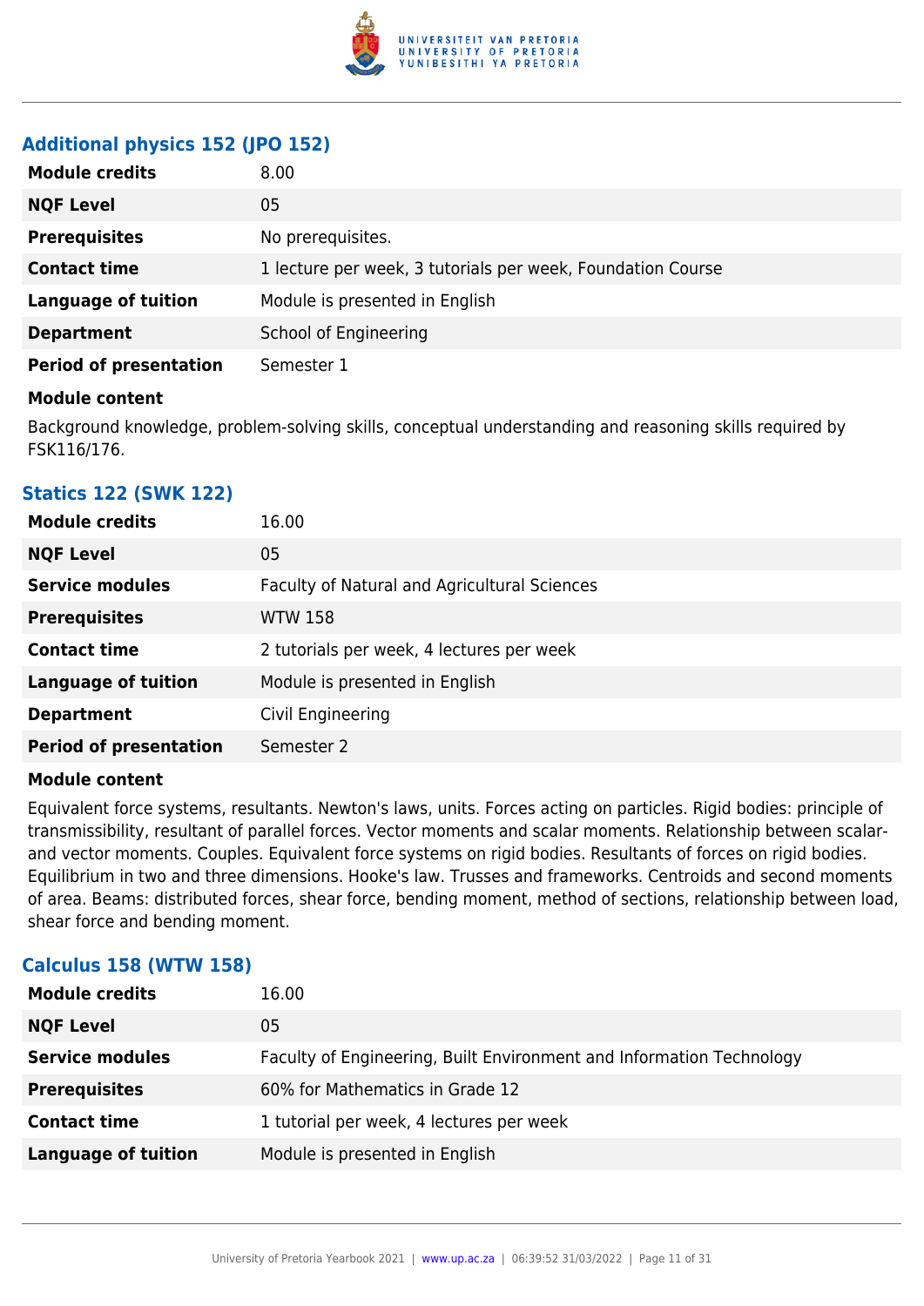### Additional physics 152 (JPO 152)

| | |
|---|---|
| **Module credits** | 8.00 |
| **NQF Level** | 05 |
| **Prerequisites** | No prerequisites. |
| **Contact time** | 1 lecture per week, 3 tutorials per week, Foundation Course |
| **Language of tuition** | Module is presented in English |
| **Department** | School of Engineering |
| **Period of presentation** | Semester 1 |

**Module content**

Background knowledge, problem-solving skills, conceptual understanding and reasoning skills required by FSK116/176.

### Statics 122 (SWK 122)

| | |
|---|---|
| **Module credits** | 16.00 |
| **NQF Level** | 05 |
| **Service modules** | Faculty of Natural and Agricultural Sciences |
| **Prerequisites** | WTW 158 |
| **Contact time** | 2 tutorials per week, 4 lectures per week |
| **Language of tuition** | Module is presented in English |
| **Department** | Civil Engineering |
| **Period of presentation** | Semester 2 |

**Module content**

Equivalent force systems, resultants. Newton's laws, units. Forces acting on particles. Rigid bodies: principle of transmissibility, resultant of parallel forces. Vector moments and scalar moments. Relationship between scalar- and vector moments. Couples. Equivalent force systems on rigid bodies. Resultants of forces on rigid bodies. Equilibrium in two and three dimensions. Hooke's law. Trusses and frameworks. Centroids and second moments of area. Beams: distributed forces, shear force, bending moment, method of sections, relationship between load, shear force and bending moment.

### Calculus 158 (WTW 158)

| | |
|---|---|
| **Module credits** | 16.00 |
| **NQF Level** | 05 |
| **Service modules** | Faculty of Engineering, Built Environment and Information Technology |
| **Prerequisites** | 60% for Mathematics in Grade 12 |
| **Contact time** | 1 tutorial per week, 4 lectures per week |
| **Language of tuition** | Module is presented in English |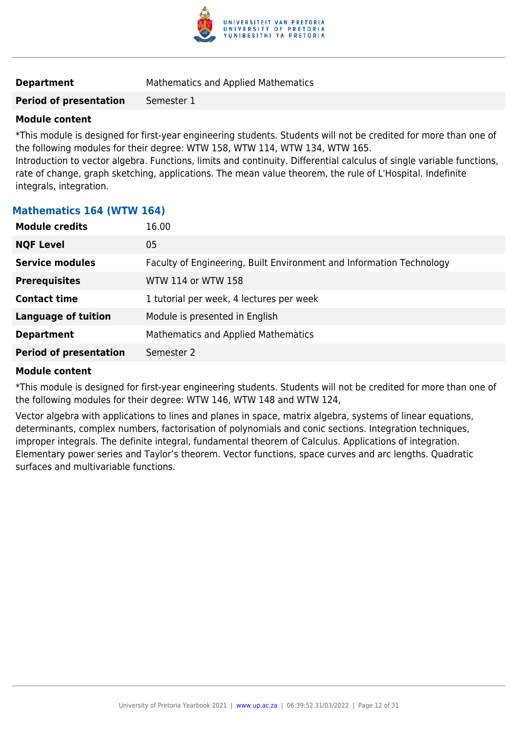| | |
|---|---|
| **Department** | Mathematics and Applied Mathematics |
| **Period of presentation** | Semester 1 |

**Module content**

*This module is designed for first-year engineering students. Students will not be credited for more than one of the following modules for their degree: WTW 158, WTW 114, WTW 134, WTW 165.
Introduction to vector algebra. Functions, limits and continuity. Differential calculus of single variable functions, rate of change, graph sketching, applications. The mean value theorem, the rule of L'Hospital. Indefinite integrals, integration.

### Mathematics 164 (WTW 164)

| | |
|---|---|
| **Module credits** | 16.00 |
| **NQF Level** | 05 |
| **Service modules** | Faculty of Engineering, Built Environment and Information Technology |
| **Prerequisites** | WTW 114 or WTW 158 |
| **Contact time** | 1 tutorial per week, 4 lectures per week |
| **Language of tuition** | Module is presented in English |
| **Department** | Mathematics and Applied Mathematics |
| **Period of presentation** | Semester 2 |

**Module content**

*This module is designed for first-year engineering students. Students will not be credited for more than one of the following modules for their degree: WTW 146, WTW 148 and WTW 124,

Vector algebra with applications to lines and planes in space, matrix algebra, systems of linear equations, determinants, complex numbers, factorisation of polynomials and conic sections. Integration techniques, improper integrals. The definite integral, fundamental theorem of Calculus. Applications of integration. Elementary power series and Taylor's theorem. Vector functions, space curves and arc lengths. Quadratic surfaces and multivariable functions.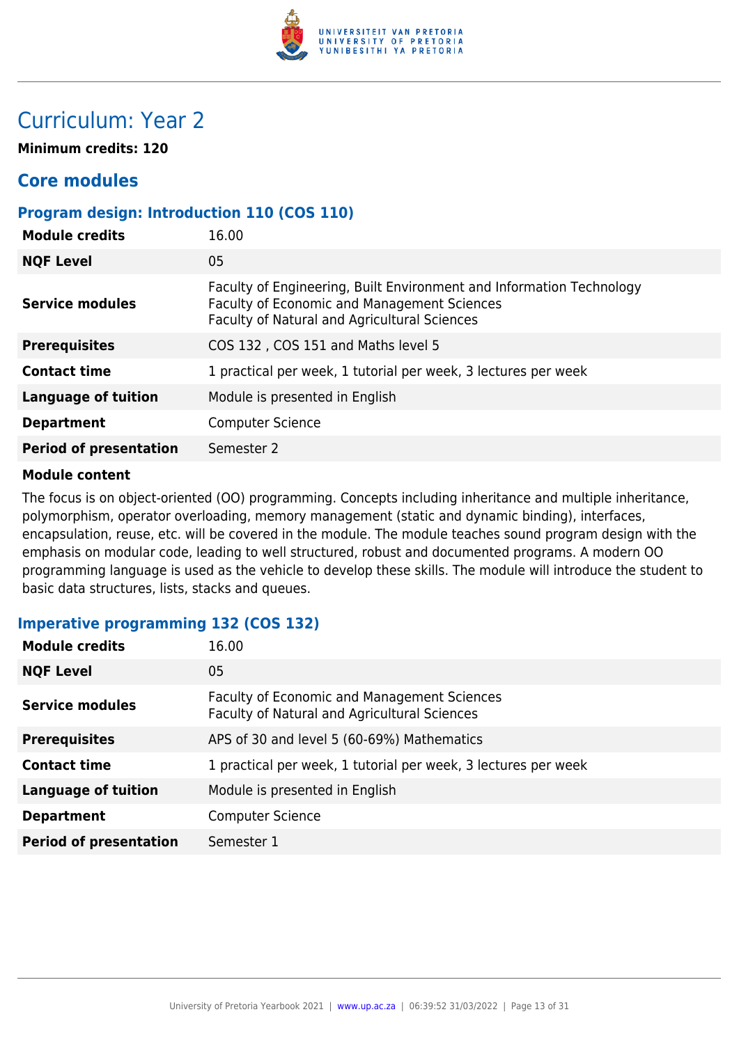# Curriculum: Year 2

**Minimum credits: 120**

## Core modules

### Program design: Introduction 110 (COS 110)

| | |
|---|---|
| **Module credits** | 16.00 |
| **NQF Level** | 05 |
| **Service modules** | Faculty of Engineering, Built Environment and Information Technology<br>Faculty of Economic and Management Sciences<br>Faculty of Natural and Agricultural Sciences |
| **Prerequisites** | COS 132 , COS 151 and Maths level 5 |
| **Contact time** | 1 practical per week, 1 tutorial per week, 3 lectures per week |
| **Language of tuition** | Module is presented in English |
| **Department** | Computer Science |
| **Period of presentation** | Semester 2 |

**Module content**

The focus is on object-oriented (OO) programming. Concepts including inheritance and multiple inheritance, polymorphism, operator overloading, memory management (static and dynamic binding), interfaces, encapsulation, reuse, etc. will be covered in the module. The module teaches sound program design with the emphasis on modular code, leading to well structured, robust and documented programs. A modern OO programming language is used as the vehicle to develop these skills. The module will introduce the student to basic data structures, lists, stacks and queues.

### Imperative programming 132 (COS 132)

| | |
|---|---|
| **Module credits** | 16.00 |
| **NQF Level** | 05 |
| **Service modules** | Faculty of Economic and Management Sciences<br>Faculty of Natural and Agricultural Sciences |
| **Prerequisites** | APS of 30 and level 5 (60-69%) Mathematics |
| **Contact time** | 1 practical per week, 1 tutorial per week, 3 lectures per week |
| **Language of tuition** | Module is presented in English |
| **Department** | Computer Science |
| **Period of presentation** | Semester 1 |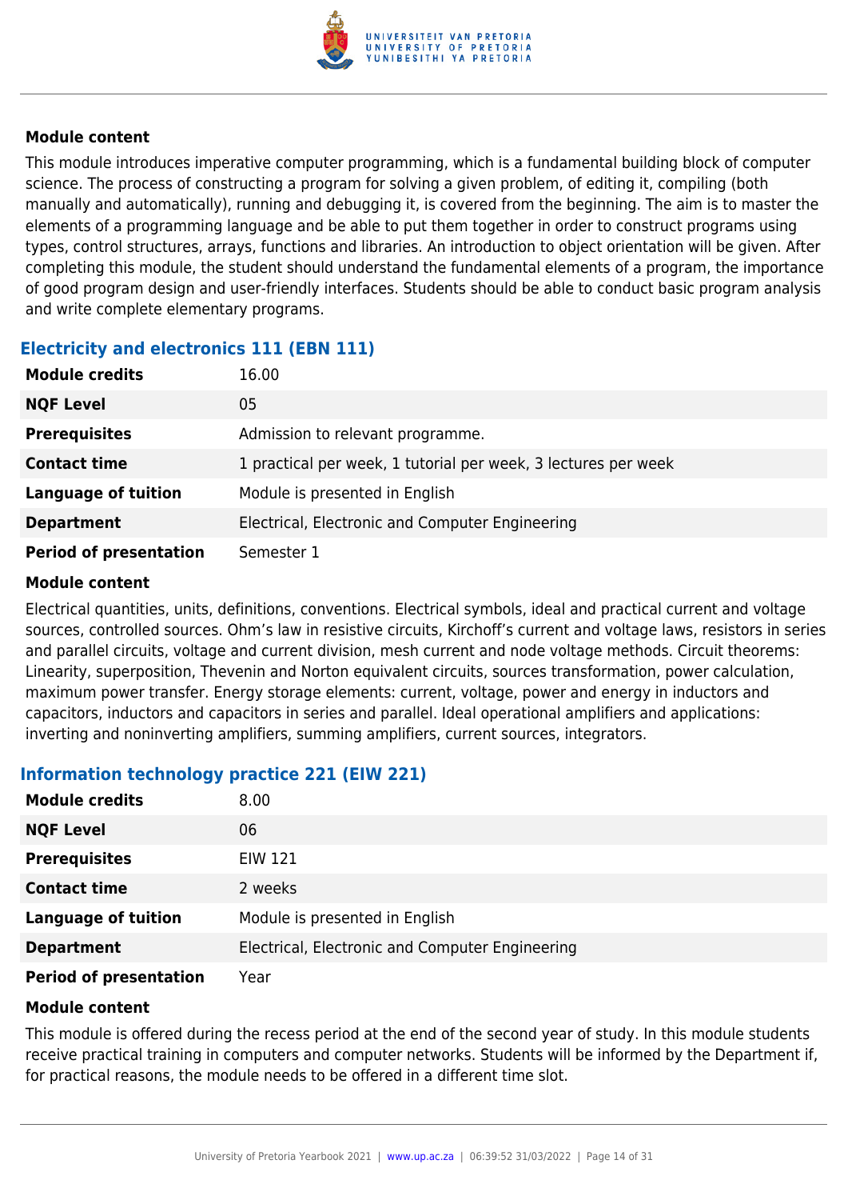#### Module content

This module introduces imperative computer programming, which is a fundamental building block of computer science. The process of constructing a program for solving a given problem, of editing it, compiling (both manually and automatically), running and debugging it, is covered from the beginning. The aim is to master the elements of a programming language and be able to put them together in order to construct programs using types, control structures, arrays, functions and libraries. An introduction to object orientation will be given. After completing this module, the student should understand the fundamental elements of a program, the importance of good program design and user-friendly interfaces. Students should be able to conduct basic program analysis and write complete elementary programs.

### Electricity and electronics 111 (EBN 111)

| | |
|---|---|
| **Module credits** | 16.00 |
| **NQF Level** | 05 |
| **Prerequisites** | Admission to relevant programme. |
| **Contact time** | 1 practical per week, 1 tutorial per week, 3 lectures per week |
| **Language of tuition** | Module is presented in English |
| **Department** | Electrical, Electronic and Computer Engineering |
| **Period of presentation** | Semester 1 |

#### Module content

Electrical quantities, units, definitions, conventions. Electrical symbols, ideal and practical current and voltage sources, controlled sources. Ohm's law in resistive circuits, Kirchoff's current and voltage laws, resistors in series and parallel circuits, voltage and current division, mesh current and node voltage methods. Circuit theorems: Linearity, superposition, Thevenin and Norton equivalent circuits, sources transformation, power calculation, maximum power transfer. Energy storage elements: current, voltage, power and energy in inductors and capacitors, inductors and capacitors in series and parallel. Ideal operational amplifiers and applications: inverting and noninverting amplifiers, summing amplifiers, current sources, integrators.

### Information technology practice 221 (EIW 221)

| | |
|---|---|
| **Module credits** | 8.00 |
| **NQF Level** | 06 |
| **Prerequisites** | EIW 121 |
| **Contact time** | 2 weeks |
| **Language of tuition** | Module is presented in English |
| **Department** | Electrical, Electronic and Computer Engineering |
| **Period of presentation** | Year |

#### Module content

This module is offered during the recess period at the end of the second year of study. In this module students receive practical training in computers and computer networks. Students will be informed by the Department if, for practical reasons, the module needs to be offered in a different time slot.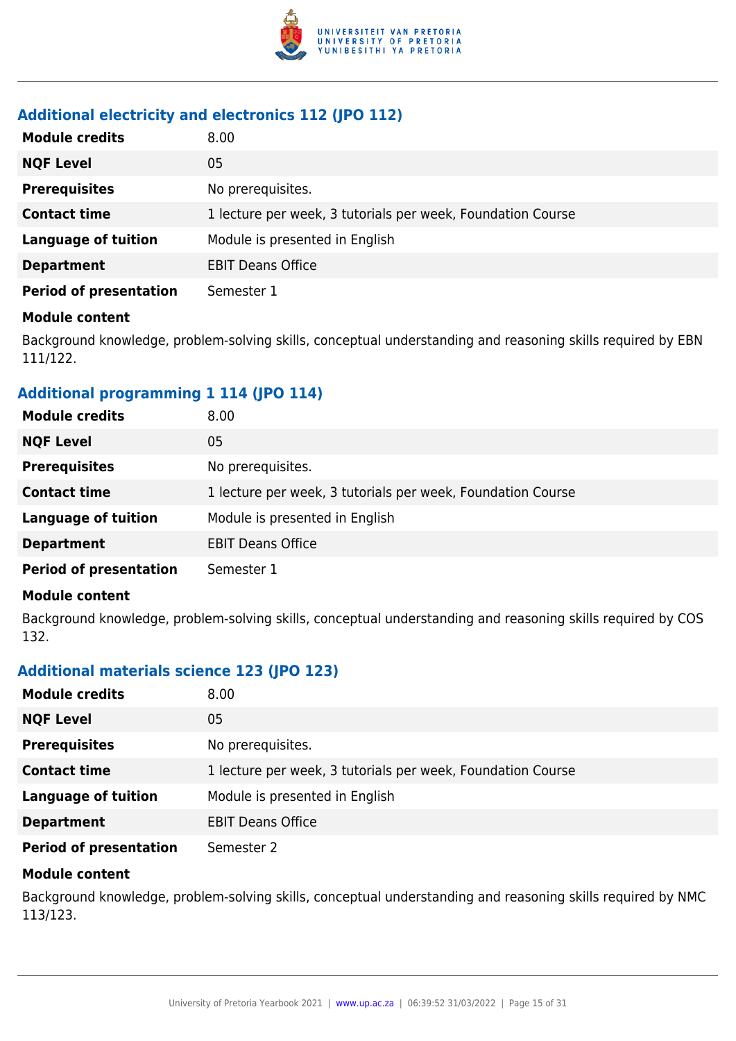### Additional electricity and electronics 112 (JPO 112)

| | |
|---|---|
| **Module credits** | 8.00 |
| **NQF Level** | 05 |
| **Prerequisites** | No prerequisites. |
| **Contact time** | 1 lecture per week, 3 tutorials per week, Foundation Course |
| **Language of tuition** | Module is presented in English |
| **Department** | EBIT Deans Office |
| **Period of presentation** | Semester 1 |

**Module content**

Background knowledge, problem-solving skills, conceptual understanding and reasoning skills required by EBN 111/122.

### Additional programming 1 114 (JPO 114)

| | |
|---|---|
| **Module credits** | 8.00 |
| **NQF Level** | 05 |
| **Prerequisites** | No prerequisites. |
| **Contact time** | 1 lecture per week, 3 tutorials per week, Foundation Course |
| **Language of tuition** | Module is presented in English |
| **Department** | EBIT Deans Office |
| **Period of presentation** | Semester 1 |

**Module content**

Background knowledge, problem-solving skills, conceptual understanding and reasoning skills required by COS 132.

### Additional materials science 123 (JPO 123)

| | |
|---|---|
| **Module credits** | 8.00 |
| **NQF Level** | 05 |
| **Prerequisites** | No prerequisites. |
| **Contact time** | 1 lecture per week, 3 tutorials per week, Foundation Course |
| **Language of tuition** | Module is presented in English |
| **Department** | EBIT Deans Office |
| **Period of presentation** | Semester 2 |

**Module content**

Background knowledge, problem-solving skills, conceptual understanding and reasoning skills required by NMC 113/123.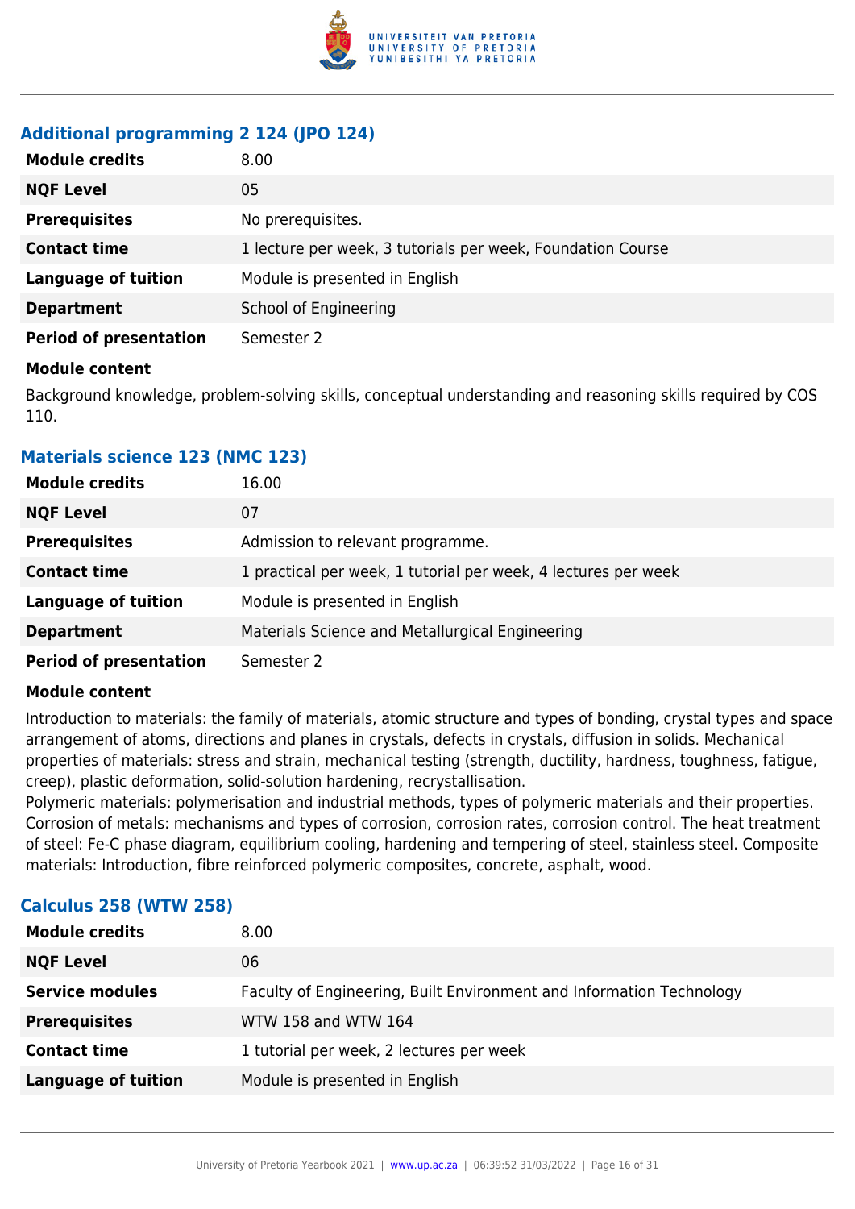### Additional programming 2 124 (JPO 124)

| | |
|---|---|
| **Module credits** | 8.00 |
| **NQF Level** | 05 |
| **Prerequisites** | No prerequisites. |
| **Contact time** | 1 lecture per week, 3 tutorials per week, Foundation Course |
| **Language of tuition** | Module is presented in English |
| **Department** | School of Engineering |
| **Period of presentation** | Semester 2 |

**Module content**

Background knowledge, problem-solving skills, conceptual understanding and reasoning skills required by COS 110.

### Materials science 123 (NMC 123)

| | |
|---|---|
| **Module credits** | 16.00 |
| **NQF Level** | 07 |
| **Prerequisites** | Admission to relevant programme. |
| **Contact time** | 1 practical per week, 1 tutorial per week, 4 lectures per week |
| **Language of tuition** | Module is presented in English |
| **Department** | Materials Science and Metallurgical Engineering |
| **Period of presentation** | Semester 2 |

**Module content**

Introduction to materials: the family of materials, atomic structure and types of bonding, crystal types and space arrangement of atoms, directions and planes in crystals, defects in crystals, diffusion in solids. Mechanical properties of materials: stress and strain, mechanical testing (strength, ductility, hardness, toughness, fatigue, creep), plastic deformation, solid-solution hardening, recrystallisation.
Polymeric materials: polymerisation and industrial methods, types of polymeric materials and their properties. Corrosion of metals: mechanisms and types of corrosion, corrosion rates, corrosion control. The heat treatment of steel: Fe-C phase diagram, equilibrium cooling, hardening and tempering of steel, stainless steel. Composite materials: Introduction, fibre reinforced polymeric composites, concrete, asphalt, wood.

### Calculus 258 (WTW 258)

| | |
|---|---|
| **Module credits** | 8.00 |
| **NQF Level** | 06 |
| **Service modules** | Faculty of Engineering, Built Environment and Information Technology |
| **Prerequisites** | WTW 158 and WTW 164 |
| **Contact time** | 1 tutorial per week, 2 lectures per week |
| **Language of tuition** | Module is presented in English |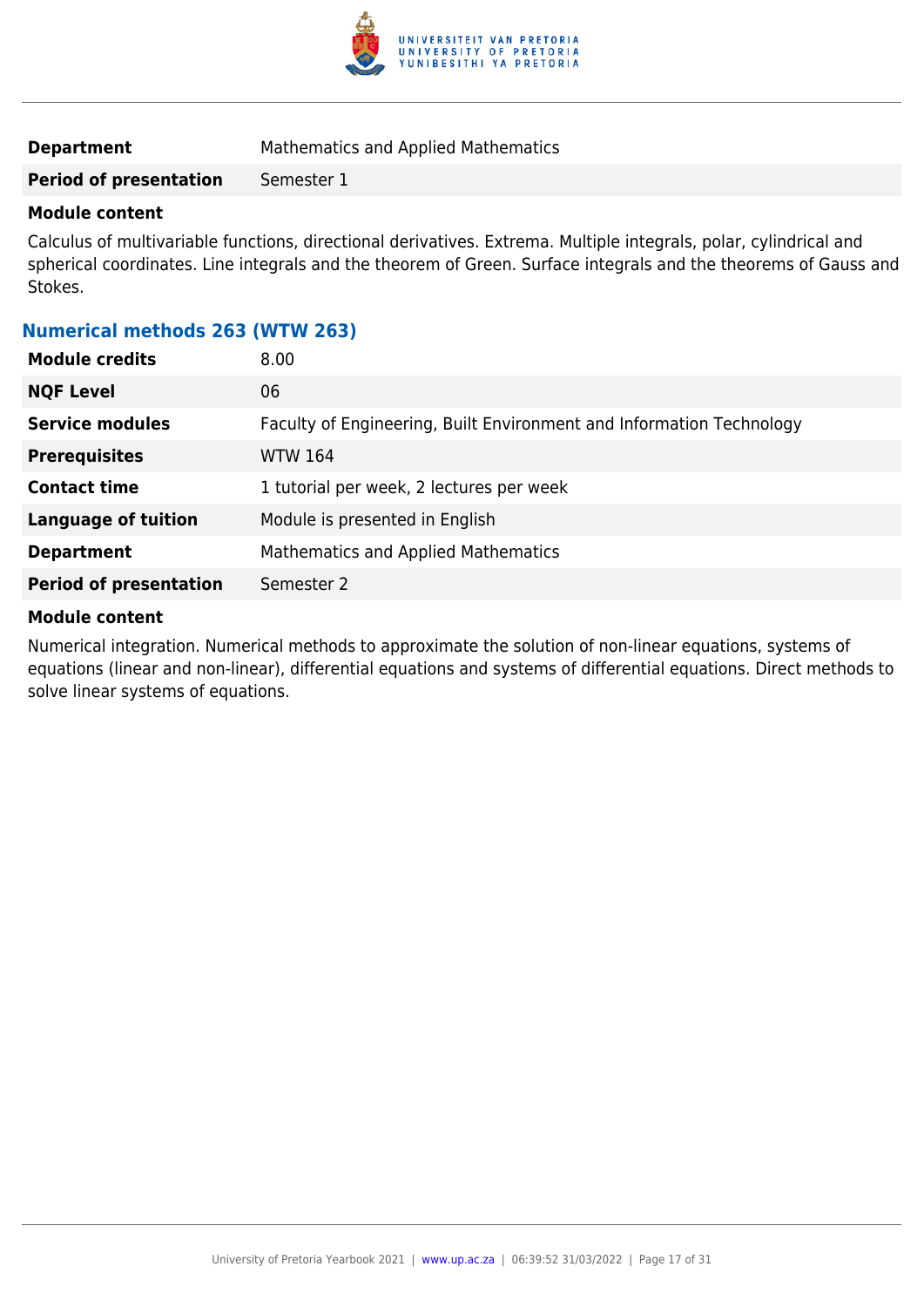| | |
|---|---|
| **Department** | Mathematics and Applied Mathematics |
| **Period of presentation** | Semester 1 |

**Module content**

Calculus of multivariable functions, directional derivatives. Extrema. Multiple integrals, polar, cylindrical and spherical coordinates. Line integrals and the theorem of Green. Surface integrals and the theorems of Gauss and Stokes.

### Numerical methods 263 (WTW 263)

| | |
|---|---|
| **Module credits** | 8.00 |
| **NQF Level** | 06 |
| **Service modules** | Faculty of Engineering, Built Environment and Information Technology |
| **Prerequisites** | WTW 164 |
| **Contact time** | 1 tutorial per week, 2 lectures per week |
| **Language of tuition** | Module is presented in English |
| **Department** | Mathematics and Applied Mathematics |
| **Period of presentation** | Semester 2 |

**Module content**

Numerical integration. Numerical methods to approximate the solution of non-linear equations, systems of equations (linear and non-linear), differential equations and systems of differential equations. Direct methods to solve linear systems of equations.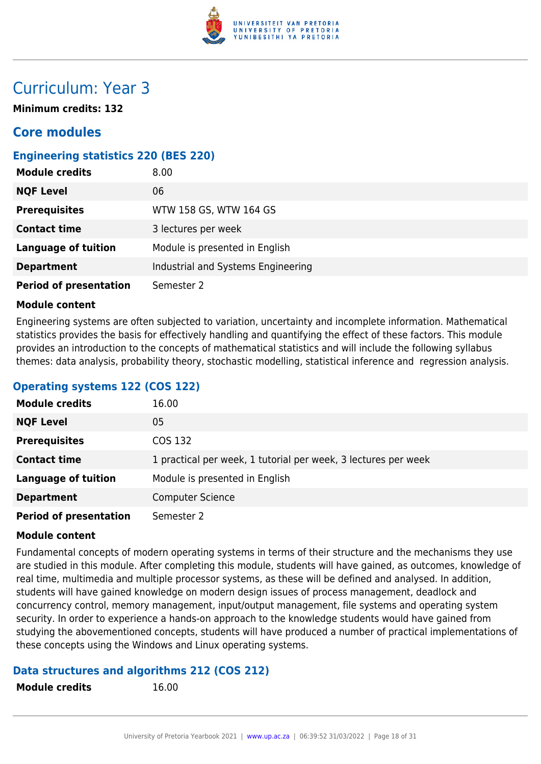# Curriculum: Year 3

**Minimum credits: 132**

## Core modules

### Engineering statistics 220 (BES 220)

| | |
|---|---|
| **Module credits** | 8.00 |
| **NQF Level** | 06 |
| **Prerequisites** | WTW 158 GS, WTW 164 GS |
| **Contact time** | 3 lectures per week |
| **Language of tuition** | Module is presented in English |
| **Department** | Industrial and Systems Engineering |
| **Period of presentation** | Semester 2 |

**Module content**

Engineering systems are often subjected to variation, uncertainty and incomplete information. Mathematical statistics provides the basis for effectively handling and quantifying the effect of these factors. This module provides an introduction to the concepts of mathematical statistics and will include the following syllabus themes: data analysis, probability theory, stochastic modelling, statistical inference and regression analysis.

### Operating systems 122 (COS 122)

| | |
|---|---|
| **Module credits** | 16.00 |
| **NQF Level** | 05 |
| **Prerequisites** | COS 132 |
| **Contact time** | 1 practical per week, 1 tutorial per week, 3 lectures per week |
| **Language of tuition** | Module is presented in English |
| **Department** | Computer Science |
| **Period of presentation** | Semester 2 |

**Module content**

Fundamental concepts of modern operating systems in terms of their structure and the mechanisms they use are studied in this module. After completing this module, students will have gained, as outcomes, knowledge of real time, multimedia and multiple processor systems, as these will be defined and analysed. In addition, students will have gained knowledge on modern design issues of process management, deadlock and concurrency control, memory management, input/output management, file systems and operating system security. In order to experience a hands-on approach to the knowledge students would have gained from studying the abovementioned concepts, students will have produced a number of practical implementations of these concepts using the Windows and Linux operating systems.

### Data structures and algorithms 212 (COS 212)

| | |
|---|---|
| **Module credits** | 16.00 |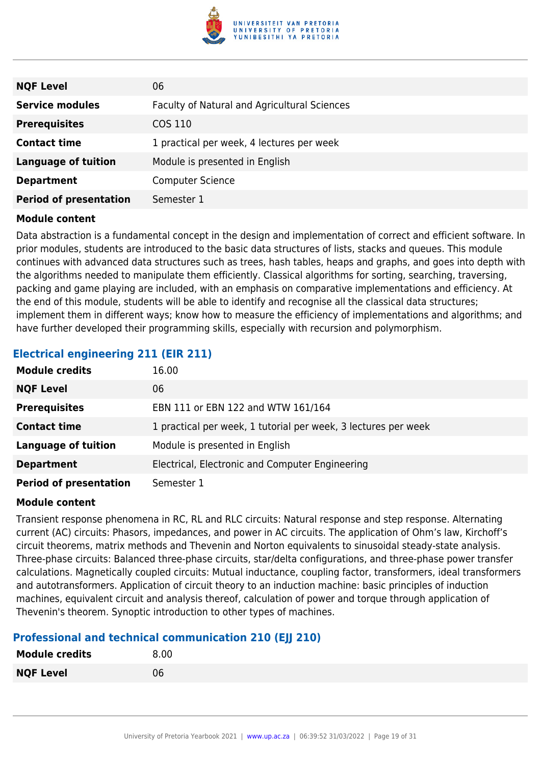| | |
|---|---|
| **NQF Level** | 06 |
| **Service modules** | Faculty of Natural and Agricultural Sciences |
| **Prerequisites** | COS 110 |
| **Contact time** | 1 practical per week, 4 lectures per week |
| **Language of tuition** | Module is presented in English |
| **Department** | Computer Science |
| **Period of presentation** | Semester 1 |

**Module content**

Data abstraction is a fundamental concept in the design and implementation of correct and efficient software. In prior modules, students are introduced to the basic data structures of lists, stacks and queues. This module continues with advanced data structures such as trees, hash tables, heaps and graphs, and goes into depth with the algorithms needed to manipulate them efficiently. Classical algorithms for sorting, searching, traversing, packing and game playing are included, with an emphasis on comparative implementations and efficiency. At the end of this module, students will be able to identify and recognise all the classical data structures; implement them in different ways; know how to measure the efficiency of implementations and algorithms; and have further developed their programming skills, especially with recursion and polymorphism.

### Electrical engineering 211 (EIR 211)

| | |
|---|---|
| **Module credits** | 16.00 |
| **NQF Level** | 06 |
| **Prerequisites** | EBN 111 or EBN 122 and WTW 161/164 |
| **Contact time** | 1 practical per week, 1 tutorial per week, 3 lectures per week |
| **Language of tuition** | Module is presented in English |
| **Department** | Electrical, Electronic and Computer Engineering |
| **Period of presentation** | Semester 1 |

**Module content**

Transient response phenomena in RC, RL and RLC circuits: Natural response and step response. Alternating current (AC) circuits: Phasors, impedances, and power in AC circuits. The application of Ohm's law, Kirchoff's circuit theorems, matrix methods and Thevenin and Norton equivalents to sinusoidal steady-state analysis. Three-phase circuits: Balanced three-phase circuits, star/delta configurations, and three-phase power transfer calculations. Magnetically coupled circuits: Mutual inductance, coupling factor, transformers, ideal transformers and autotransformers. Application of circuit theory to an induction machine: basic principles of induction machines, equivalent circuit and analysis thereof, calculation of power and torque through application of Thevenin's theorem. Synoptic introduction to other types of machines.

### Professional and technical communication 210 (EJJ 210)

| | |
|---|---|
| **Module credits** | 8.00 |
| **NQF Level** | 06 |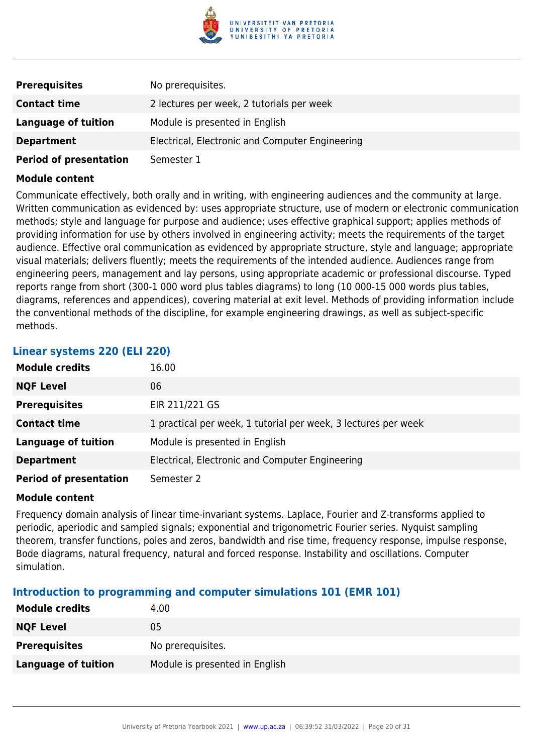| | |
|---|---|
| **Prerequisites** | No prerequisites. |
| **Contact time** | 2 lectures per week, 2 tutorials per week |
| **Language of tuition** | Module is presented in English |
| **Department** | Electrical, Electronic and Computer Engineering |
| **Period of presentation** | Semester 1 |

**Module content**

Communicate effectively, both orally and in writing, with engineering audiences and the community at large. Written communication as evidenced by: uses appropriate structure, use of modern or electronic communication methods; style and language for purpose and audience; uses effective graphical support; applies methods of providing information for use by others involved in engineering activity; meets the requirements of the target audience. Effective oral communication as evidenced by appropriate structure, style and language; appropriate visual materials; delivers fluently; meets the requirements of the intended audience. Audiences range from engineering peers, management and lay persons, using appropriate academic or professional discourse. Typed reports range from short (300-1 000 word plus tables diagrams) to long (10 000-15 000 words plus tables, diagrams, references and appendices), covering material at exit level. Methods of providing information include the conventional methods of the discipline, for example engineering drawings, as well as subject-specific methods.

### Linear systems 220 (ELI 220)

| | |
|---|---|
| **Module credits** | 16.00 |
| **NQF Level** | 06 |
| **Prerequisites** | EIR 211/221 GS |
| **Contact time** | 1 practical per week, 1 tutorial per week, 3 lectures per week |
| **Language of tuition** | Module is presented in English |
| **Department** | Electrical, Electronic and Computer Engineering |
| **Period of presentation** | Semester 2 |

**Module content**

Frequency domain analysis of linear time-invariant systems. Laplace, Fourier and Z-transforms applied to periodic, aperiodic and sampled signals; exponential and trigonometric Fourier series. Nyquist sampling theorem, transfer functions, poles and zeros, bandwidth and rise time, frequency response, impulse response, Bode diagrams, natural frequency, natural and forced response. Instability and oscillations. Computer simulation.

### Introduction to programming and computer simulations 101 (EMR 101)

| | |
|---|---|
| **Module credits** | 4.00 |
| **NQF Level** | 05 |
| **Prerequisites** | No prerequisites. |
| **Language of tuition** | Module is presented in English |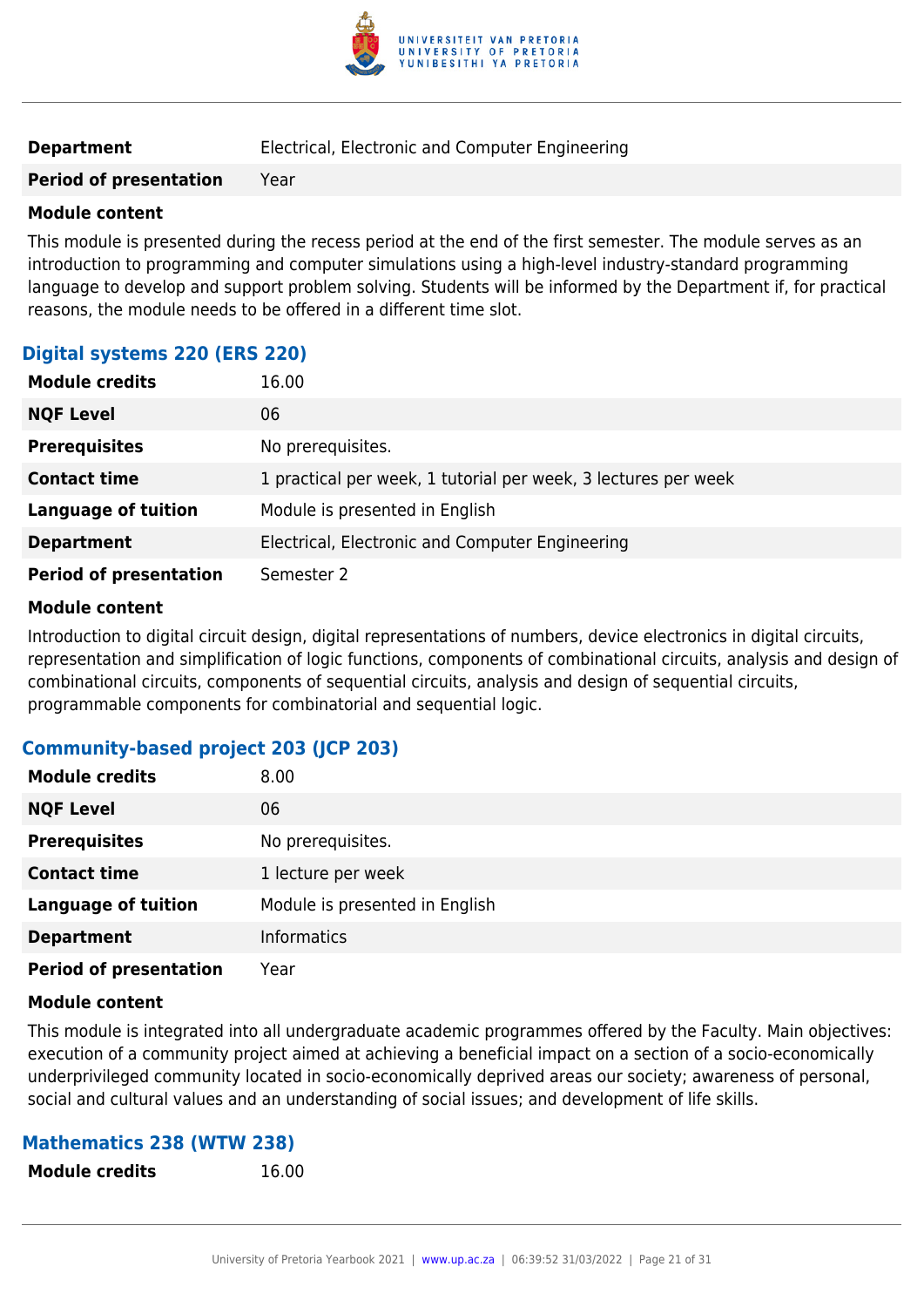| | |
|---|---|
| **Department** | Electrical, Electronic and Computer Engineering |
| **Period of presentation** | Year |

**Module content**

This module is presented during the recess period at the end of the first semester. The module serves as an introduction to programming and computer simulations using a high-level industry-standard programming language to develop and support problem solving. Students will be informed by the Department if, for practical reasons, the module needs to be offered in a different time slot.

### Digital systems 220 (ERS 220)

| | |
|---|---|
| **Module credits** | 16.00 |
| **NQF Level** | 06 |
| **Prerequisites** | No prerequisites. |
| **Contact time** | 1 practical per week, 1 tutorial per week, 3 lectures per week |
| **Language of tuition** | Module is presented in English |
| **Department** | Electrical, Electronic and Computer Engineering |
| **Period of presentation** | Semester 2 |

**Module content**

Introduction to digital circuit design, digital representations of numbers, device electronics in digital circuits, representation and simplification of logic functions, components of combinational circuits, analysis and design of combinational circuits, components of sequential circuits, analysis and design of sequential circuits, programmable components for combinatorial and sequential logic.

### Community-based project 203 (JCP 203)

| | |
|---|---|
| **Module credits** | 8.00 |
| **NQF Level** | 06 |
| **Prerequisites** | No prerequisites. |
| **Contact time** | 1 lecture per week |
| **Language of tuition** | Module is presented in English |
| **Department** | Informatics |
| **Period of presentation** | Year |

**Module content**

This module is integrated into all undergraduate academic programmes offered by the Faculty. Main objectives: execution of a community project aimed at achieving a beneficial impact on a section of a socio-economically underprivileged community located in socio-economically deprived areas our society; awareness of personal, social and cultural values and an understanding of social issues; and development of life skills.

### Mathematics 238 (WTW 238)

| | |
|---|---|
| **Module credits** | 16.00 |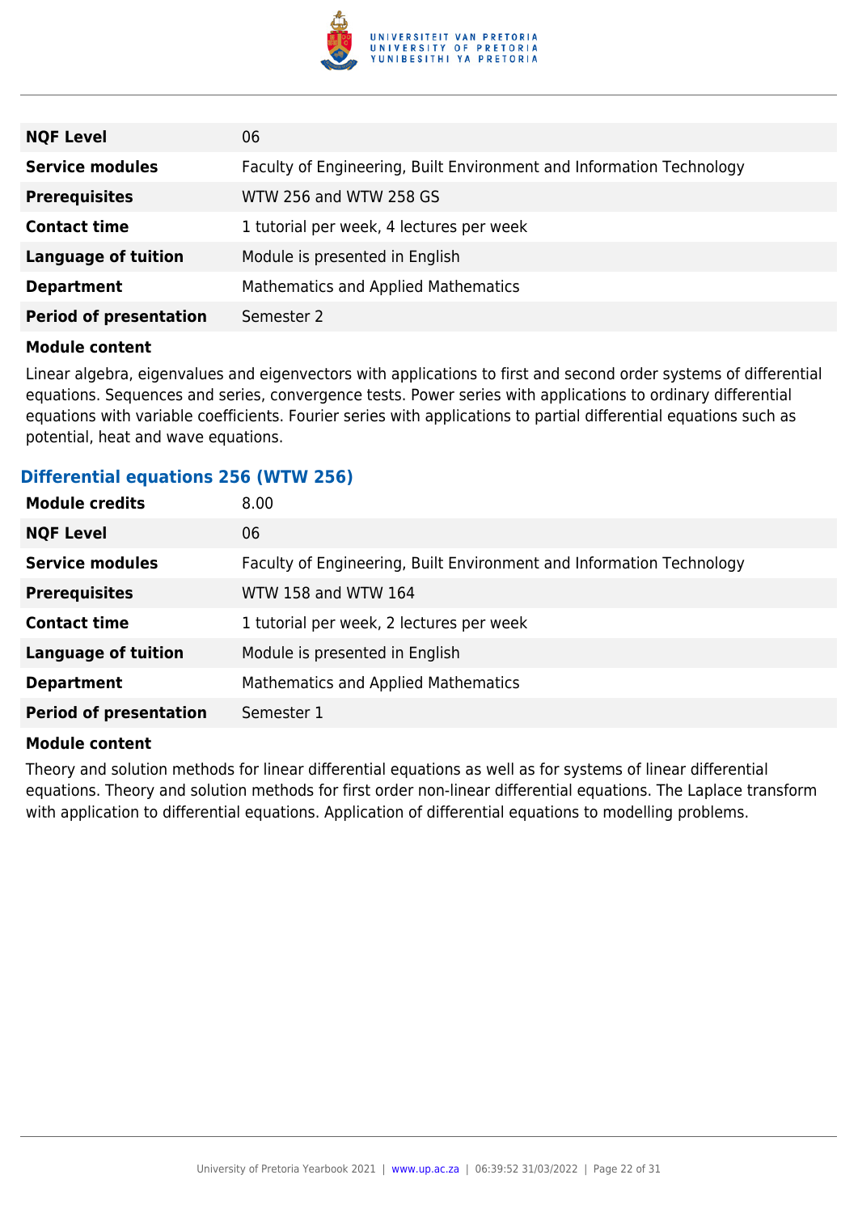| | |
|---|---|
| **NQF Level** | 06 |
| **Service modules** | Faculty of Engineering, Built Environment and Information Technology |
| **Prerequisites** | WTW 256 and WTW 258 GS |
| **Contact time** | 1 tutorial per week, 4 lectures per week |
| **Language of tuition** | Module is presented in English |
| **Department** | Mathematics and Applied Mathematics |
| **Period of presentation** | Semester 2 |

**Module content**

Linear algebra, eigenvalues and eigenvectors with applications to first and second order systems of differential equations. Sequences and series, convergence tests. Power series with applications to ordinary differential equations with variable coefficients. Fourier series with applications to partial differential equations such as potential, heat and wave equations.

### Differential equations 256 (WTW 256)

| | |
|---|---|
| **Module credits** | 8.00 |
| **NQF Level** | 06 |
| **Service modules** | Faculty of Engineering, Built Environment and Information Technology |
| **Prerequisites** | WTW 158 and WTW 164 |
| **Contact time** | 1 tutorial per week, 2 lectures per week |
| **Language of tuition** | Module is presented in English |
| **Department** | Mathematics and Applied Mathematics |
| **Period of presentation** | Semester 1 |

**Module content**

Theory and solution methods for linear differential equations as well as for systems of linear differential equations. Theory and solution methods for first order non-linear differential equations. The Laplace transform with application to differential equations. Application of differential equations to modelling problems.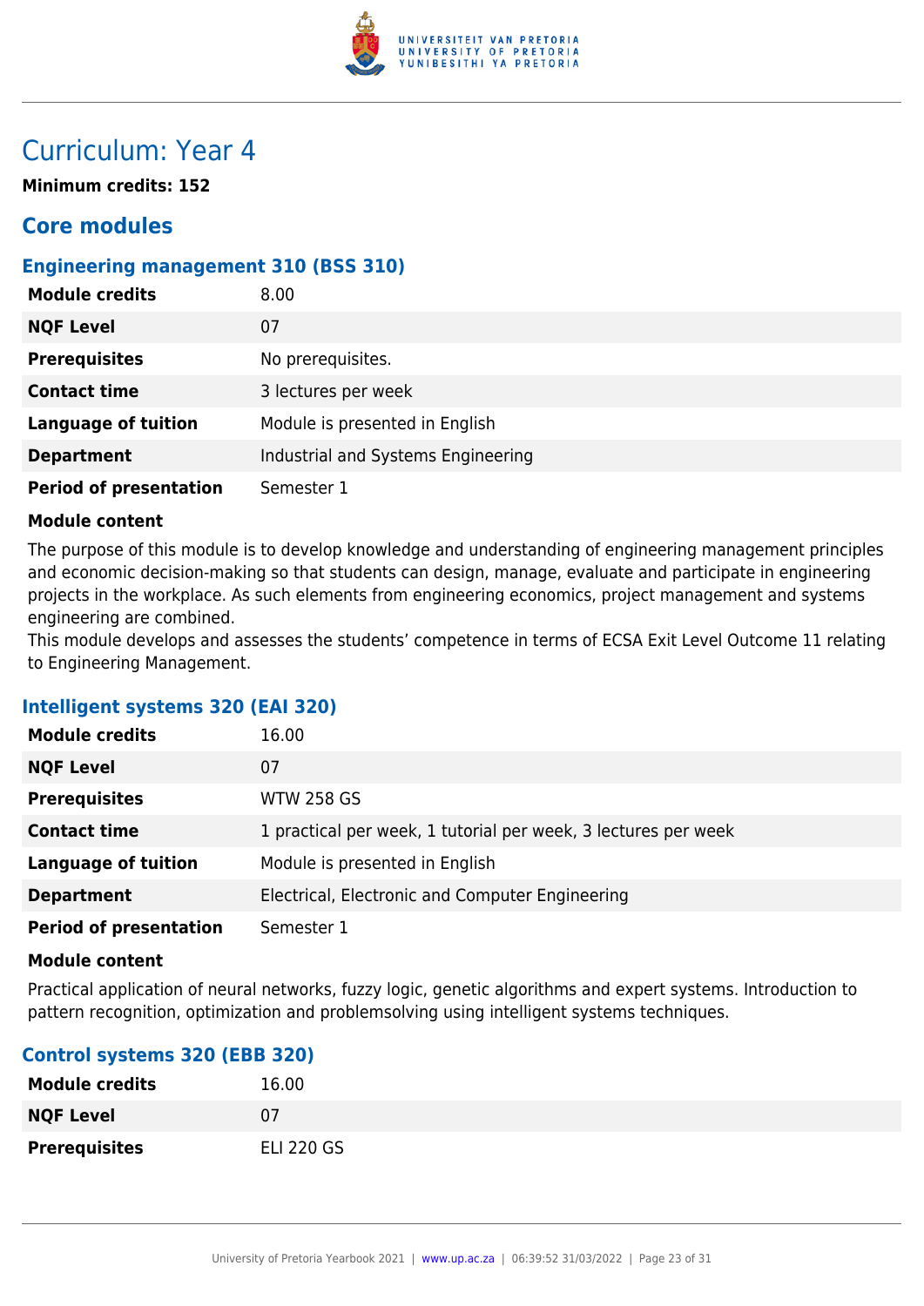# Curriculum: Year 4

**Minimum credits: 152**

## Core modules

### Engineering management 310 (BSS 310)

| | |
|---|---|
| **Module credits** | 8.00 |
| **NQF Level** | 07 |
| **Prerequisites** | No prerequisites. |
| **Contact time** | 3 lectures per week |
| **Language of tuition** | Module is presented in English |
| **Department** | Industrial and Systems Engineering |
| **Period of presentation** | Semester 1 |

**Module content**

The purpose of this module is to develop knowledge and understanding of engineering management principles and economic decision-making so that students can design, manage, evaluate and participate in engineering projects in the workplace. As such elements from engineering economics, project management and systems engineering are combined.
This module develops and assesses the students' competence in terms of ECSA Exit Level Outcome 11 relating to Engineering Management.

### Intelligent systems 320 (EAI 320)

| | |
|---|---|
| **Module credits** | 16.00 |
| **NQF Level** | 07 |
| **Prerequisites** | WTW 258 GS |
| **Contact time** | 1 practical per week, 1 tutorial per week, 3 lectures per week |
| **Language of tuition** | Module is presented in English |
| **Department** | Electrical, Electronic and Computer Engineering |
| **Period of presentation** | Semester 1 |

**Module content**

Practical application of neural networks, fuzzy logic, genetic algorithms and expert systems. Introduction to pattern recognition, optimization and problemsolving using intelligent systems techniques.

### Control systems 320 (EBB 320)

| | |
|---|---|
| **Module credits** | 16.00 |
| **NQF Level** | 07 |
| **Prerequisites** | ELI 220 GS |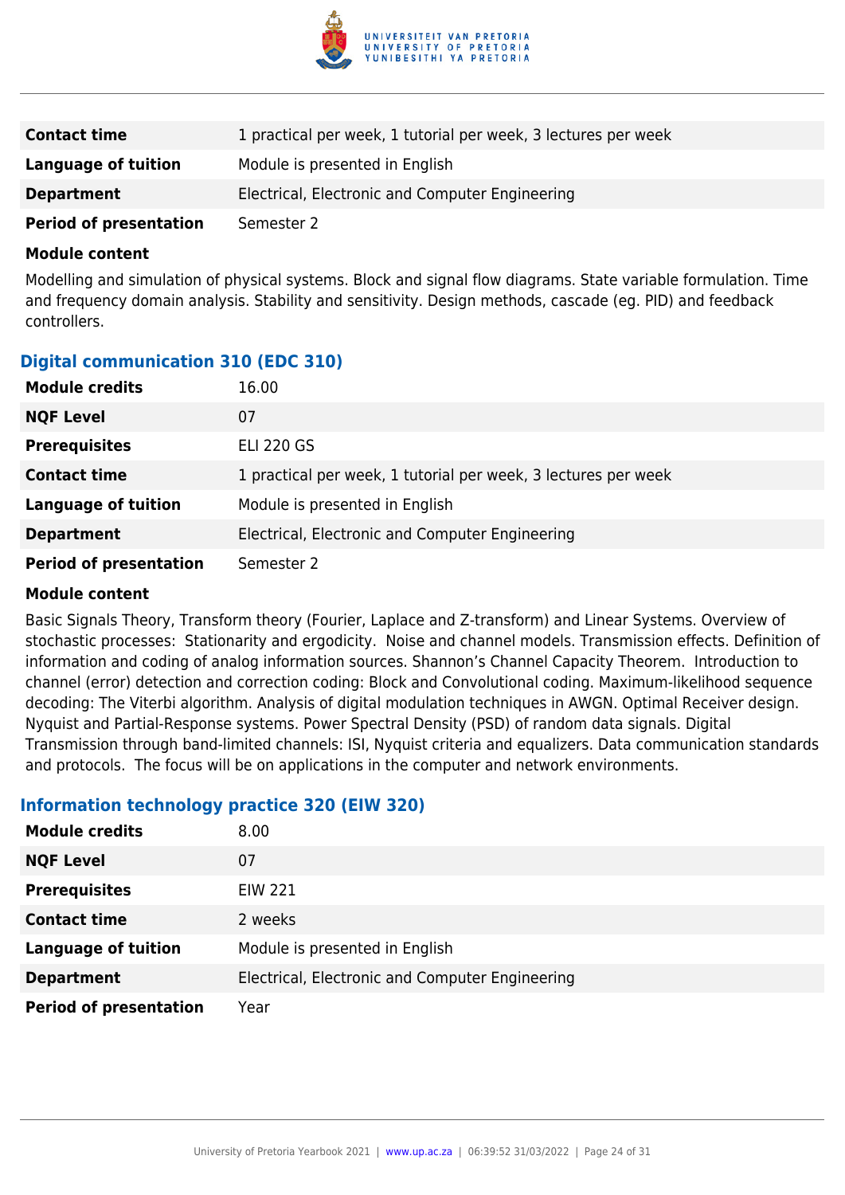| | |
|---|---|
| **Contact time** | 1 practical per week, 1 tutorial per week, 3 lectures per week |
| **Language of tuition** | Module is presented in English |
| **Department** | Electrical, Electronic and Computer Engineering |
| **Period of presentation** | Semester 2 |

**Module content**

Modelling and simulation of physical systems. Block and signal flow diagrams. State variable formulation. Time and frequency domain analysis. Stability and sensitivity. Design methods, cascade (eg. PID) and feedback controllers.

### Digital communication 310 (EDC 310)

| | |
|---|---|
| **Module credits** | 16.00 |
| **NQF Level** | 07 |
| **Prerequisites** | ELI 220 GS |
| **Contact time** | 1 practical per week, 1 tutorial per week, 3 lectures per week |
| **Language of tuition** | Module is presented in English |
| **Department** | Electrical, Electronic and Computer Engineering |
| **Period of presentation** | Semester 2 |

**Module content**

Basic Signals Theory, Transform theory (Fourier, Laplace and Z-transform) and Linear Systems. Overview of stochastic processes: Stationarity and ergodicity. Noise and channel models. Transmission effects. Definition of information and coding of analog information sources. Shannon's Channel Capacity Theorem. Introduction to channel (error) detection and correction coding: Block and Convolutional coding. Maximum-likelihood sequence decoding: The Viterbi algorithm. Analysis of digital modulation techniques in AWGN. Optimal Receiver design. Nyquist and Partial-Response systems. Power Spectral Density (PSD) of random data signals. Digital Transmission through band-limited channels: ISI, Nyquist criteria and equalizers. Data communication standards and protocols. The focus will be on applications in the computer and network environments.

### Information technology practice 320 (EIW 320)

| | |
|---|---|
| **Module credits** | 8.00 |
| **NQF Level** | 07 |
| **Prerequisites** | EIW 221 |
| **Contact time** | 2 weeks |
| **Language of tuition** | Module is presented in English |
| **Department** | Electrical, Electronic and Computer Engineering |
| **Period of presentation** | Year |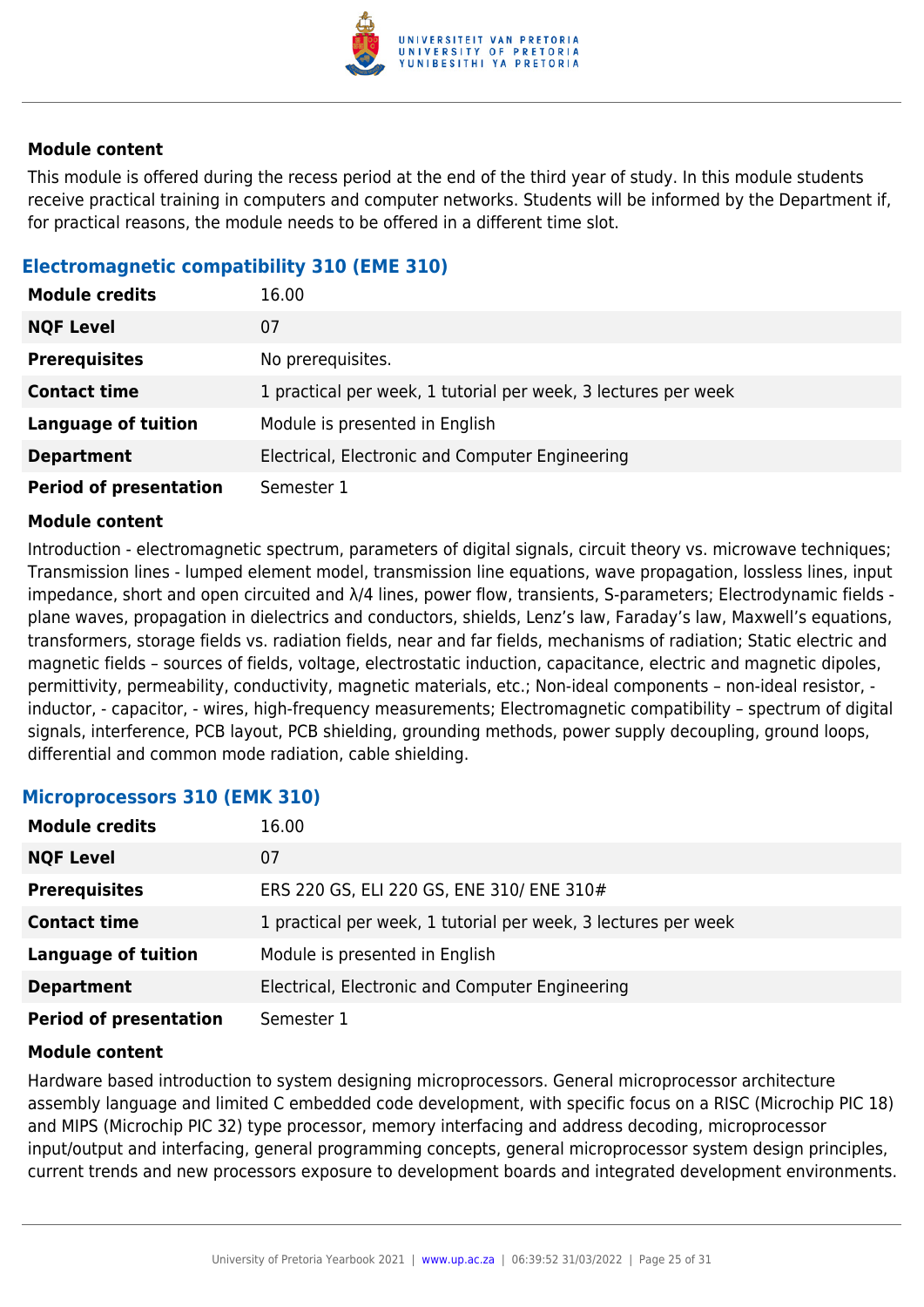#### Module content

This module is offered during the recess period at the end of the third year of study. In this module students receive practical training in computers and computer networks. Students will be informed by the Department if, for practical reasons, the module needs to be offered in a different time slot.

### Electromagnetic compatibility 310 (EME 310)

| | |
|---|---|
| **Module credits** | 16.00 |
| **NQF Level** | 07 |
| **Prerequisites** | No prerequisites. |
| **Contact time** | 1 practical per week, 1 tutorial per week, 3 lectures per week |
| **Language of tuition** | Module is presented in English |
| **Department** | Electrical, Electronic and Computer Engineering |
| **Period of presentation** | Semester 1 |

#### Module content

Introduction - electromagnetic spectrum, parameters of digital signals, circuit theory vs. microwave techniques; Transmission lines - lumped element model, transmission line equations, wave propagation, lossless lines, input impedance, short and open circuited and $\lambda/4$ lines, power flow, transients, S-parameters; Electrodynamic fields - plane waves, propagation in dielectrics and conductors, shields, Lenz's law, Faraday's law, Maxwell's equations, transformers, storage fields vs. radiation fields, near and far fields, mechanisms of radiation; Static electric and magnetic fields – sources of fields, voltage, electrostatic induction, capacitance, electric and magnetic dipoles, permittivity, permeability, conductivity, magnetic materials, etc.; Non-ideal components – non-ideal resistor, -inductor, - capacitor, - wires, high-frequency measurements; Electromagnetic compatibility – spectrum of digital signals, interference, PCB layout, PCB shielding, grounding methods, power supply decoupling, ground loops, differential and common mode radiation, cable shielding.

### Microprocessors 310 (EMK 310)

| | |
|---|---|
| **Module credits** | 16.00 |
| **NQF Level** | 07 |
| **Prerequisites** | ERS 220 GS, ELI 220 GS, ENE 310/ ENE 310# |
| **Contact time** | 1 practical per week, 1 tutorial per week, 3 lectures per week |
| **Language of tuition** | Module is presented in English |
| **Department** | Electrical, Electronic and Computer Engineering |
| **Period of presentation** | Semester 1 |

#### Module content

Hardware based introduction to system designing microprocessors. General microprocessor architecture assembly language and limited C embedded code development, with specific focus on a RISC (Microchip PIC 18) and MIPS (Microchip PIC 32) type processor, memory interfacing and address decoding, microprocessor input/output and interfacing, general programming concepts, general microprocessor system design principles, current trends and new processors exposure to development boards and integrated development environments.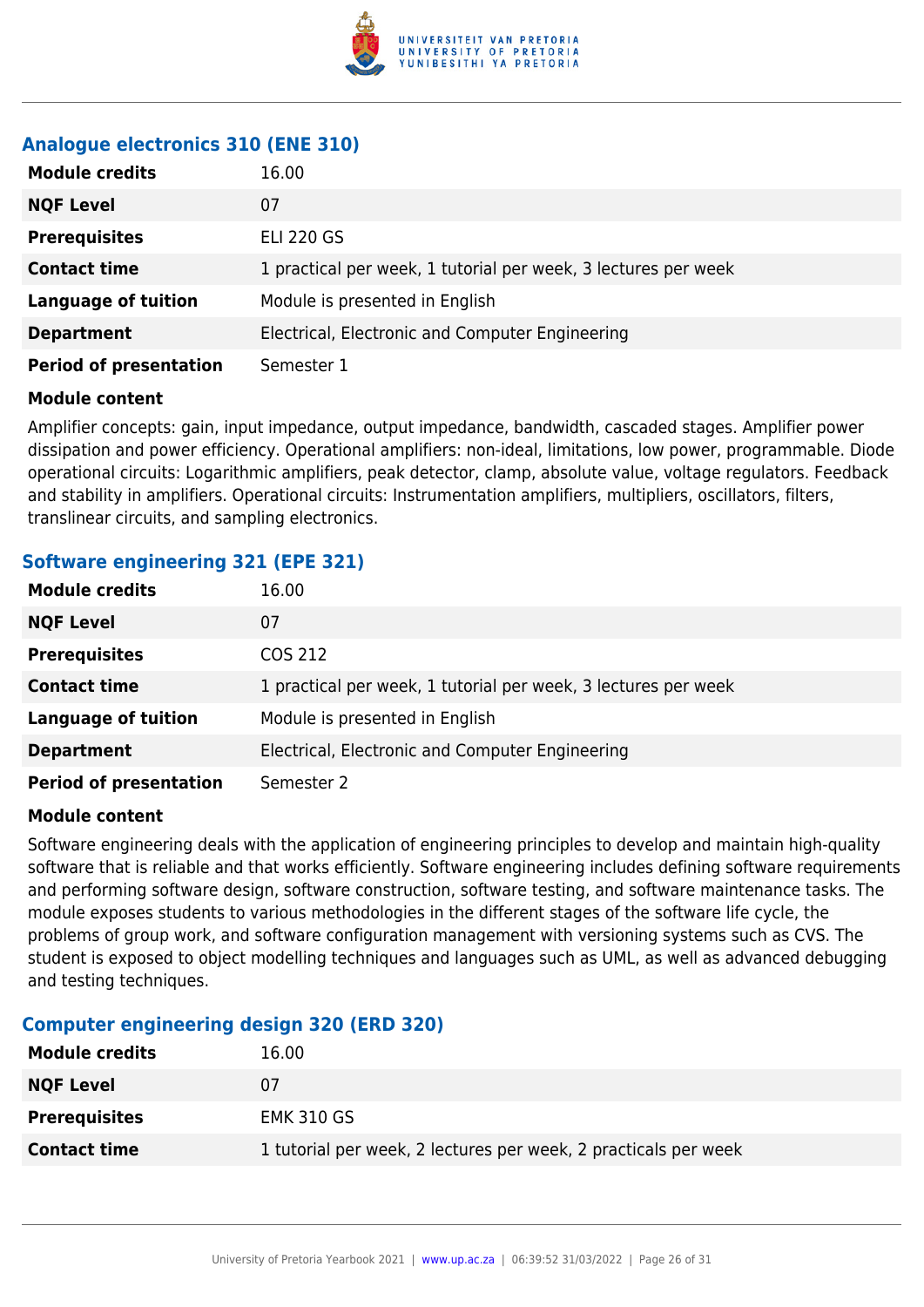### Analogue electronics 310 (ENE 310)

| | |
|---|---|
| **Module credits** | 16.00 |
| **NQF Level** | 07 |
| **Prerequisites** | ELI 220 GS |
| **Contact time** | 1 practical per week, 1 tutorial per week, 3 lectures per week |
| **Language of tuition** | Module is presented in English |
| **Department** | Electrical, Electronic and Computer Engineering |
| **Period of presentation** | Semester 1 |

**Module content**

Amplifier concepts: gain, input impedance, output impedance, bandwidth, cascaded stages. Amplifier power dissipation and power efficiency. Operational amplifiers: non-ideal, limitations, low power, programmable. Diode operational circuits: Logarithmic amplifiers, peak detector, clamp, absolute value, voltage regulators. Feedback and stability in amplifiers. Operational circuits: Instrumentation amplifiers, multipliers, oscillators, filters, translinear circuits, and sampling electronics.

### Software engineering 321 (EPE 321)

| | |
|---|---|
| **Module credits** | 16.00 |
| **NQF Level** | 07 |
| **Prerequisites** | COS 212 |
| **Contact time** | 1 practical per week, 1 tutorial per week, 3 lectures per week |
| **Language of tuition** | Module is presented in English |
| **Department** | Electrical, Electronic and Computer Engineering |
| **Period of presentation** | Semester 2 |

**Module content**

Software engineering deals with the application of engineering principles to develop and maintain high-quality software that is reliable and that works efficiently. Software engineering includes defining software requirements and performing software design, software construction, software testing, and software maintenance tasks. The module exposes students to various methodologies in the different stages of the software life cycle, the problems of group work, and software configuration management with versioning systems such as CVS. The student is exposed to object modelling techniques and languages such as UML, as well as advanced debugging and testing techniques.

### Computer engineering design 320 (ERD 320)

| | |
|---|---|
| **Module credits** | 16.00 |
| **NQF Level** | 07 |
| **Prerequisites** | EMK 310 GS |
| **Contact time** | 1 tutorial per week, 2 lectures per week, 2 practicals per week |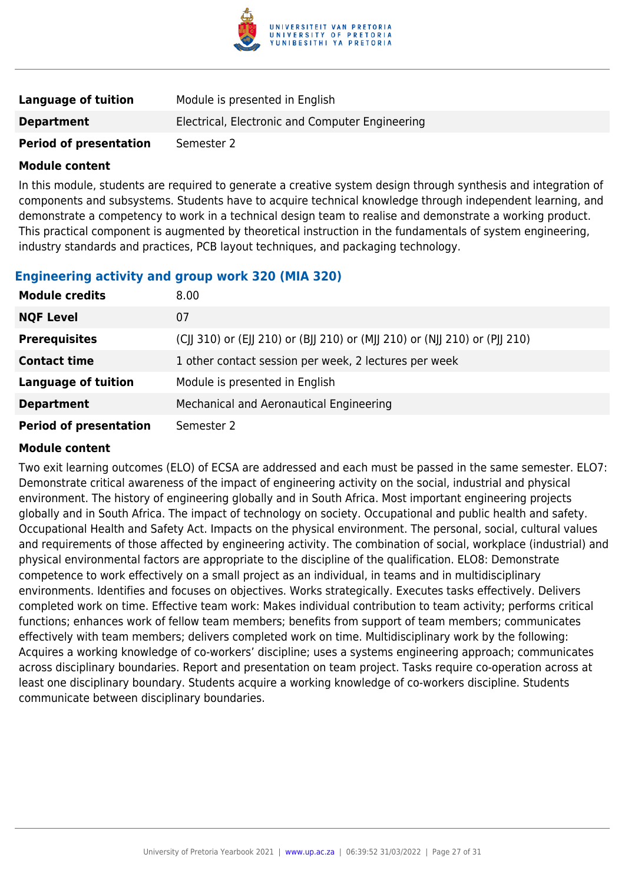| | |
|---|---|
| **Language of tuition** | Module is presented in English |
| **Department** | Electrical, Electronic and Computer Engineering |
| **Period of presentation** | Semester 2 |

**Module content**

In this module, students are required to generate a creative system design through synthesis and integration of components and subsystems. Students have to acquire technical knowledge through independent learning, and demonstrate a competency to work in a technical design team to realise and demonstrate a working product. This practical component is augmented by theoretical instruction in the fundamentals of system engineering, industry standards and practices, PCB layout techniques, and packaging technology.

### Engineering activity and group work 320 (MIA 320)

| | |
|---|---|
| **Module credits** | 8.00 |
| **NQF Level** | 07 |
| **Prerequisites** | (CJJ 310) or (EJJ 210) or (BJJ 210) or (MJJ 210) or (NJJ 210) or (PJJ 210) |
| **Contact time** | 1 other contact session per week, 2 lectures per week |
| **Language of tuition** | Module is presented in English |
| **Department** | Mechanical and Aeronautical Engineering |
| **Period of presentation** | Semester 2 |

**Module content**

Two exit learning outcomes (ELO) of ECSA are addressed and each must be passed in the same semester. ELO7: Demonstrate critical awareness of the impact of engineering activity on the social, industrial and physical environment. The history of engineering globally and in South Africa. Most important engineering projects globally and in South Africa. The impact of technology on society. Occupational and public health and safety. Occupational Health and Safety Act. Impacts on the physical environment. The personal, social, cultural values and requirements of those affected by engineering activity. The combination of social, workplace (industrial) and physical environmental factors are appropriate to the discipline of the qualification. ELO8: Demonstrate competence to work effectively on a small project as an individual, in teams and in multidisciplinary environments. Identifies and focuses on objectives. Works strategically. Executes tasks effectively. Delivers completed work on time. Effective team work: Makes individual contribution to team activity; performs critical functions; enhances work of fellow team members; benefits from support of team members; communicates effectively with team members; delivers completed work on time. Multidisciplinary work by the following: Acquires a working knowledge of co-workers' discipline; uses a systems engineering approach; communicates across disciplinary boundaries. Report and presentation on team project. Tasks require co-operation across at least one disciplinary boundary. Students acquire a working knowledge of co-workers discipline. Students communicate between disciplinary boundaries.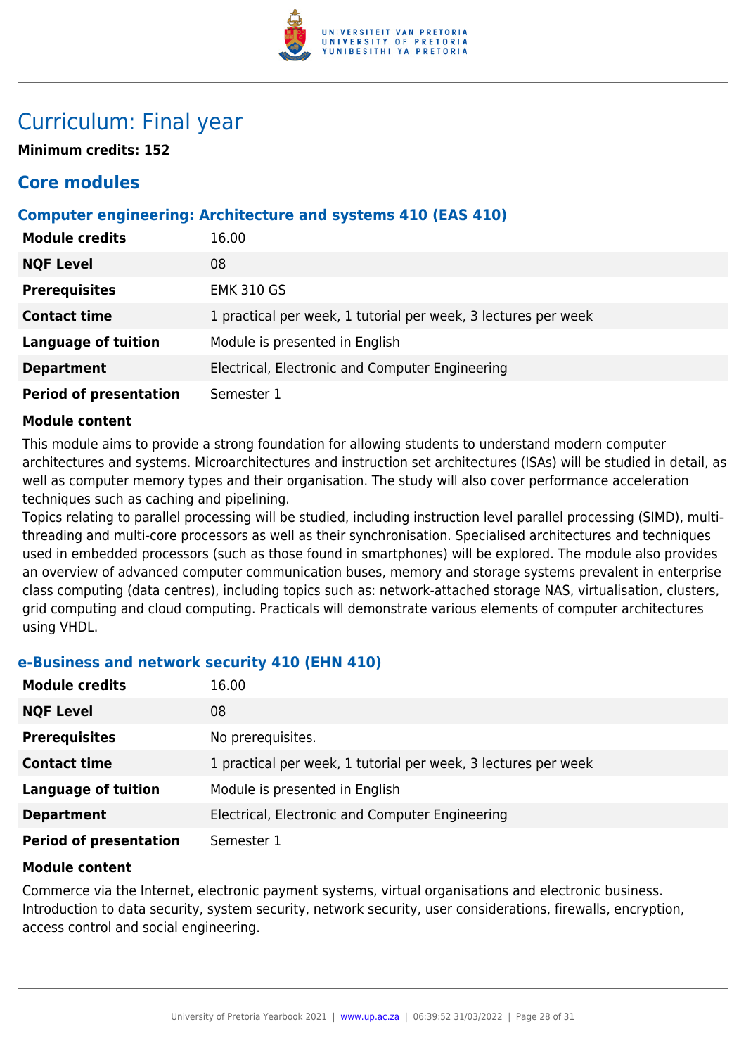# Curriculum: Final year

**Minimum credits: 152**

## Core modules

### Computer engineering: Architecture and systems 410 (EAS 410)

| | |
|---|---|
| **Module credits** | 16.00 |
| **NQF Level** | 08 |
| **Prerequisites** | EMK 310 GS |
| **Contact time** | 1 practical per week, 1 tutorial per week, 3 lectures per week |
| **Language of tuition** | Module is presented in English |
| **Department** | Electrical, Electronic and Computer Engineering |
| **Period of presentation** | Semester 1 |

**Module content**

This module aims to provide a strong foundation for allowing students to understand modern computer architectures and systems. Microarchitectures and instruction set architectures (ISAs) will be studied in detail, as well as computer memory types and their organisation. The study will also cover performance acceleration techniques such as caching and pipelining.
Topics relating to parallel processing will be studied, including instruction level parallel processing (SIMD), multi-threading and multi-core processors as well as their synchronisation. Specialised architectures and techniques used in embedded processors (such as those found in smartphones) will be explored. The module also provides an overview of advanced computer communication buses, memory and storage systems prevalent in enterprise class computing (data centres), including topics such as: network-attached storage NAS, virtualisation, clusters, grid computing and cloud computing. Practicals will demonstrate various elements of computer architectures using VHDL.

### e-Business and network security 410 (EHN 410)

| | |
|---|---|
| **Module credits** | 16.00 |
| **NQF Level** | 08 |
| **Prerequisites** | No prerequisites. |
| **Contact time** | 1 practical per week, 1 tutorial per week, 3 lectures per week |
| **Language of tuition** | Module is presented in English |
| **Department** | Electrical, Electronic and Computer Engineering |
| **Period of presentation** | Semester 1 |

**Module content**

Commerce via the Internet, electronic payment systems, virtual organisations and electronic business. Introduction to data security, system security, network security, user considerations, firewalls, encryption, access control and social engineering.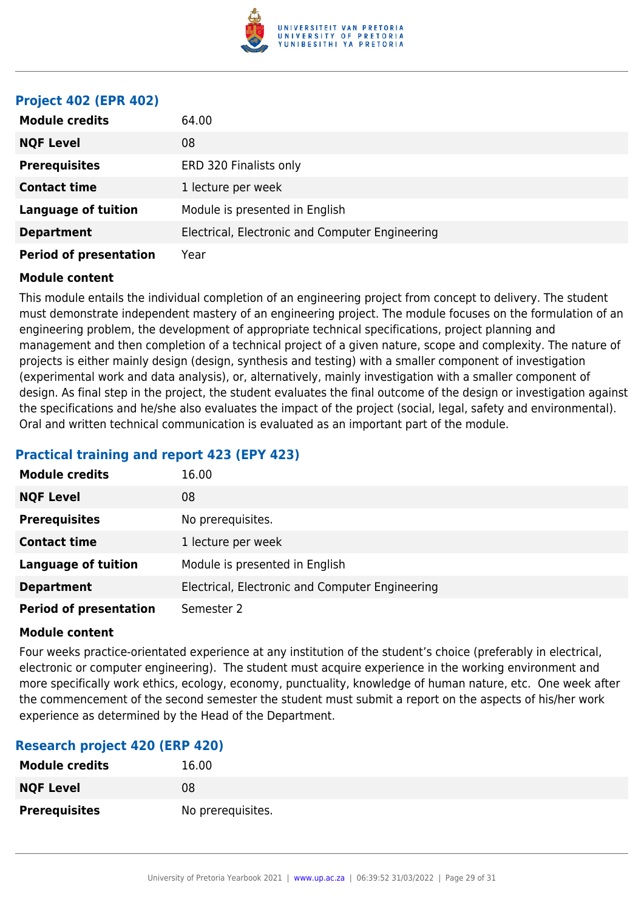### Project 402 (EPR 402)

| | |
|---|---|
| **Module credits** | 64.00 |
| **NQF Level** | 08 |
| **Prerequisites** | ERD 320 Finalists only |
| **Contact time** | 1 lecture per week |
| **Language of tuition** | Module is presented in English |
| **Department** | Electrical, Electronic and Computer Engineering |
| **Period of presentation** | Year |

**Module content**

This module entails the individual completion of an engineering project from concept to delivery. The student must demonstrate independent mastery of an engineering project. The module focuses on the formulation of an engineering problem, the development of appropriate technical specifications, project planning and management and then completion of a technical project of a given nature, scope and complexity. The nature of projects is either mainly design (design, synthesis and testing) with a smaller component of investigation (experimental work and data analysis), or, alternatively, mainly investigation with a smaller component of design. As final step in the project, the student evaluates the final outcome of the design or investigation against the specifications and he/she also evaluates the impact of the project (social, legal, safety and environmental). Oral and written technical communication is evaluated as an important part of the module.

### Practical training and report 423 (EPY 423)

| | |
|---|---|
| **Module credits** | 16.00 |
| **NQF Level** | 08 |
| **Prerequisites** | No prerequisites. |
| **Contact time** | 1 lecture per week |
| **Language of tuition** | Module is presented in English |
| **Department** | Electrical, Electronic and Computer Engineering |
| **Period of presentation** | Semester 2 |

**Module content**

Four weeks practice-orientated experience at any institution of the student's choice (preferably in electrical, electronic or computer engineering). The student must acquire experience in the working environment and more specifically work ethics, ecology, economy, punctuality, knowledge of human nature, etc. One week after the commencement of the second semester the student must submit a report on the aspects of his/her work experience as determined by the Head of the Department.

### Research project 420 (ERP 420)

| | |
|---|---|
| **Module credits** | 16.00 |
| **NQF Level** | 08 |
| **Prerequisites** | No prerequisites. |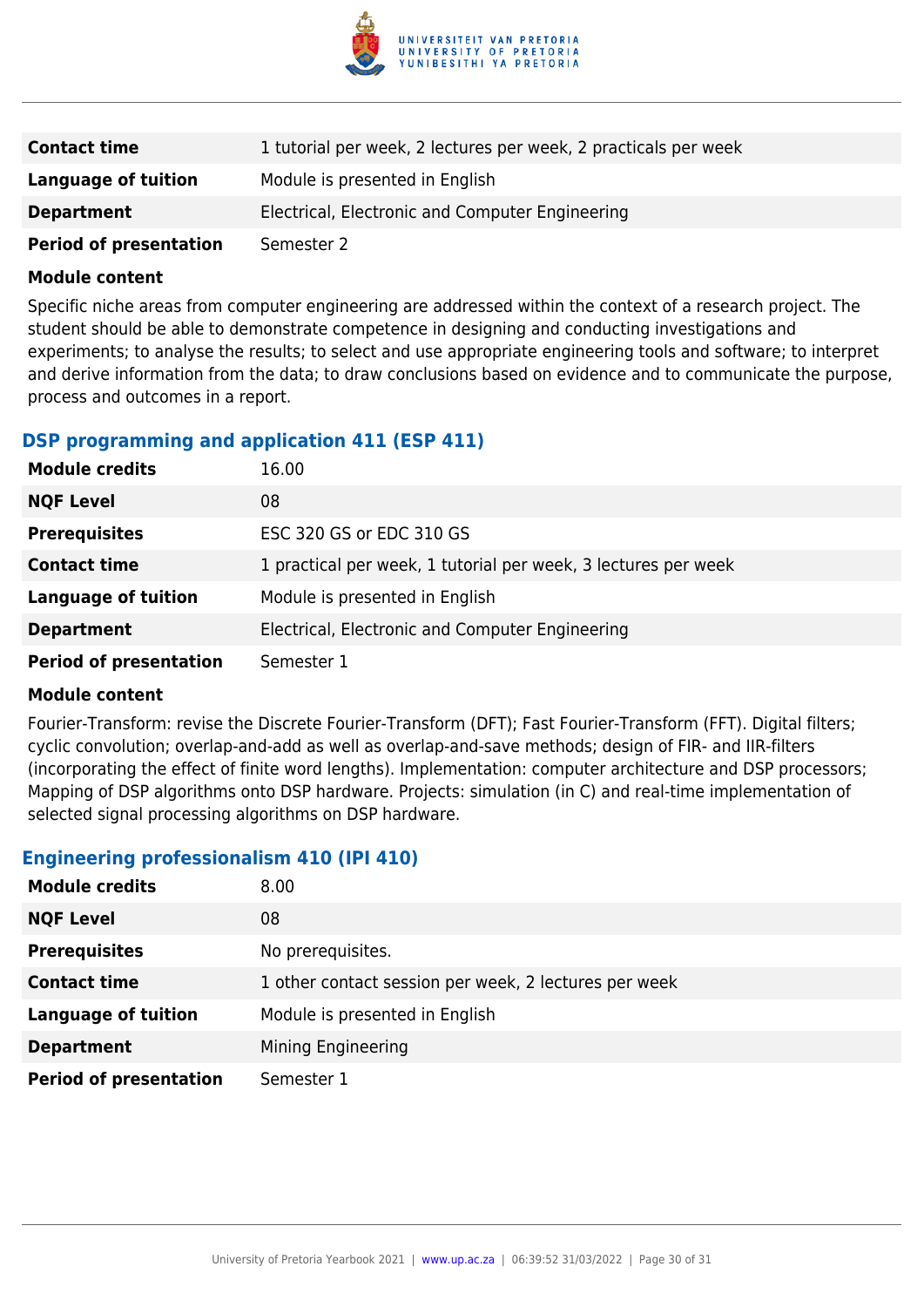| | |
|---|---|
| **Contact time** | 1 tutorial per week, 2 lectures per week, 2 practicals per week |
| **Language of tuition** | Module is presented in English |
| **Department** | Electrical, Electronic and Computer Engineering |
| **Period of presentation** | Semester 2 |

**Module content**

Specific niche areas from computer engineering are addressed within the context of a research project. The student should be able to demonstrate competence in designing and conducting investigations and experiments; to analyse the results; to select and use appropriate engineering tools and software; to interpret and derive information from the data; to draw conclusions based on evidence and to communicate the purpose, process and outcomes in a report.

### DSP programming and application 411 (ESP 411)

| | |
|---|---|
| **Module credits** | 16.00 |
| **NQF Level** | 08 |
| **Prerequisites** | ESC 320 GS or EDC 310 GS |
| **Contact time** | 1 practical per week, 1 tutorial per week, 3 lectures per week |
| **Language of tuition** | Module is presented in English |
| **Department** | Electrical, Electronic and Computer Engineering |
| **Period of presentation** | Semester 1 |

**Module content**

Fourier-Transform: revise the Discrete Fourier-Transform (DFT); Fast Fourier-Transform (FFT). Digital filters; cyclic convolution; overlap-and-add as well as overlap-and-save methods; design of FIR- and IIR-filters (incorporating the effect of finite word lengths). Implementation: computer architecture and DSP processors; Mapping of DSP algorithms onto DSP hardware. Projects: simulation (in C) and real-time implementation of selected signal processing algorithms on DSP hardware.

### Engineering professionalism 410 (IPI 410)

| | |
|---|---|
| **Module credits** | 8.00 |
| **NQF Level** | 08 |
| **Prerequisites** | No prerequisites. |
| **Contact time** | 1 other contact session per week, 2 lectures per week |
| **Language of tuition** | Module is presented in English |
| **Department** | Mining Engineering |
| **Period of presentation** | Semester 1 |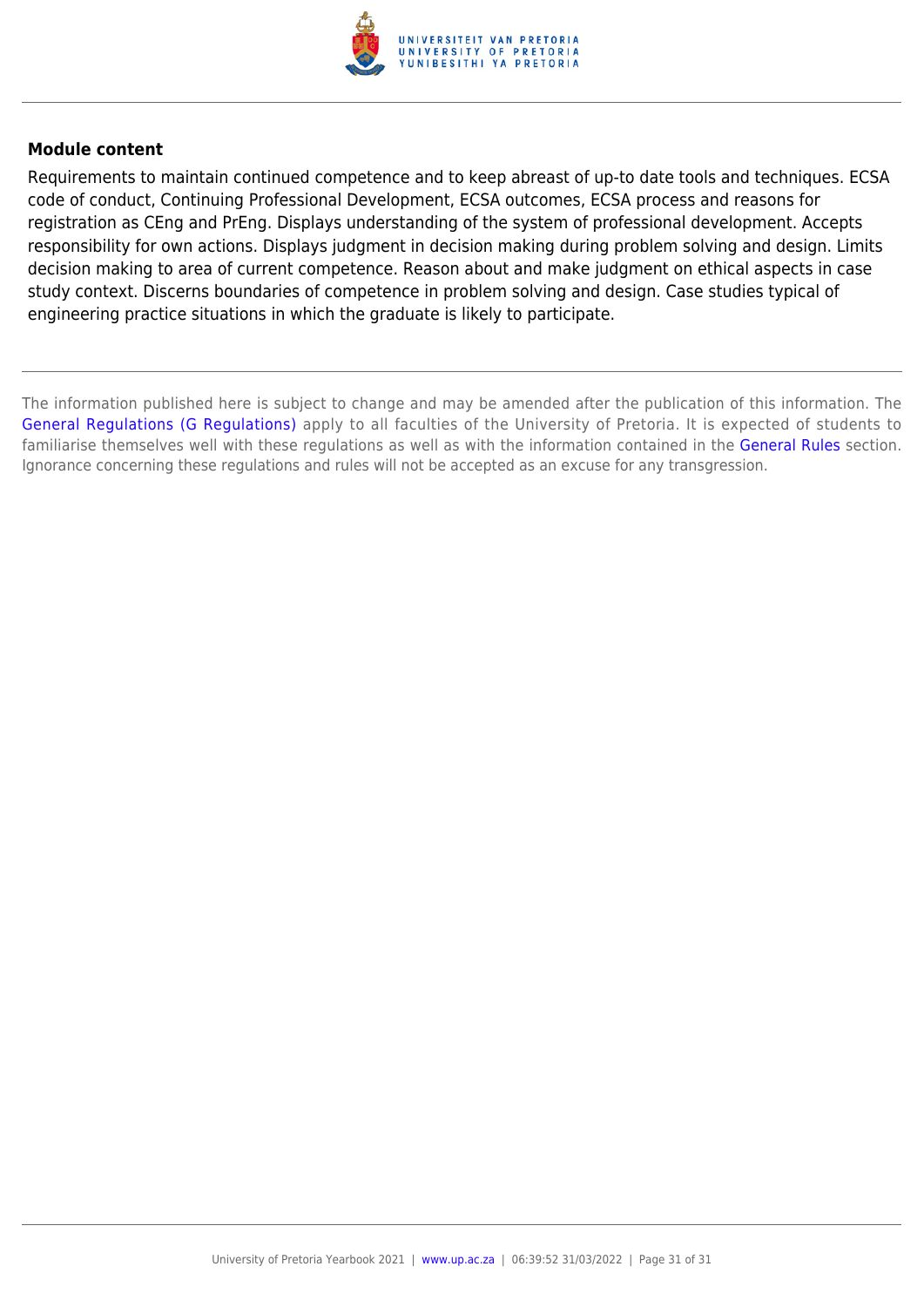**Module content**

Requirements to maintain continued competence and to keep abreast of up-to date tools and techniques. ECSA code of conduct, Continuing Professional Development, ECSA outcomes, ECSA process and reasons for registration as CEng and PrEng. Displays understanding of the system of professional development. Accepts responsibility for own actions. Displays judgment in decision making during problem solving and design. Limits decision making to area of current competence. Reason about and make judgment on ethical aspects in case study context. Discerns boundaries of competence in problem solving and design. Case studies typical of engineering practice situations in which the graduate is likely to participate.

The information published here is subject to change and may be amended after the publication of this information. The General Regulations (G Regulations) apply to all faculties of the University of Pretoria. It is expected of students to familiarise themselves well with these regulations as well as with the information contained in the General Rules section. Ignorance concerning these regulations and rules will not be accepted as an excuse for any transgression.